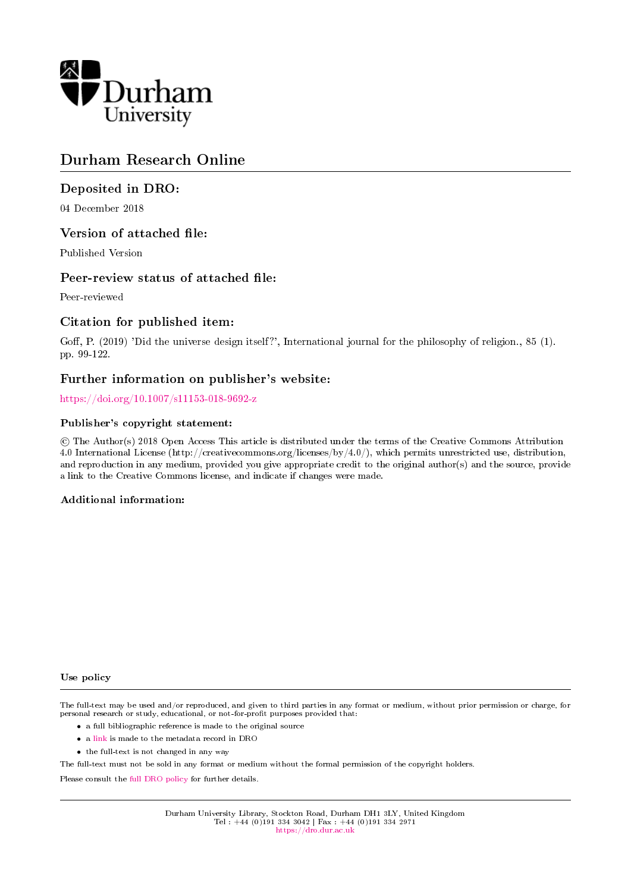Durham University

# Durham Research Online

## Deposited in DRO:

04 December 2018

## Version of attached file:

Published Version

## Peer-review status of attached file:

Peer-reviewed

## Citation for published item:

Goff, P. (2019) 'Did the universe design itself?', International journal for the philosophy of religion., 85 (1). pp. 99-122.

## Further information on publisher's website:

https://doi.org/10.1007/s11153-018-9692-z

### Publisher's copyright statement:

© The Author(s) 2018 Open Access This article is distributed under the terms of the Creative Commons Attribution 4.0 International License (http://creativecommons.org/licenses/by/4.0/), which permits unrestricted use, distribution, and reproduction in any medium, provided you give appropriate credit to the original author(s) and the source, provide a link to the Creative Commons license, and indicate if changes were made.

### Additional information:

### Use policy

The full-text may be used and/or reproduced, and given to third parties in any format or medium, without prior permission or charge, for personal research or study, educational, or not-for-profit purposes provided that:

- a full bibliographic reference is made to the original source
- a link is made to the metadata record in DRO
- the full-text is not changed in any way

The full-text must not be sold in any format or medium without the formal permission of the copyright holders.

Please consult the full DRO policy for further details.

Durham University Library, Stockton Road, Durham DH1 3LY, United Kingdom
Tel : +44 (0)191 334 3042 | Fax : +44 (0)191 334 2971
https://dro.dur.ac.uk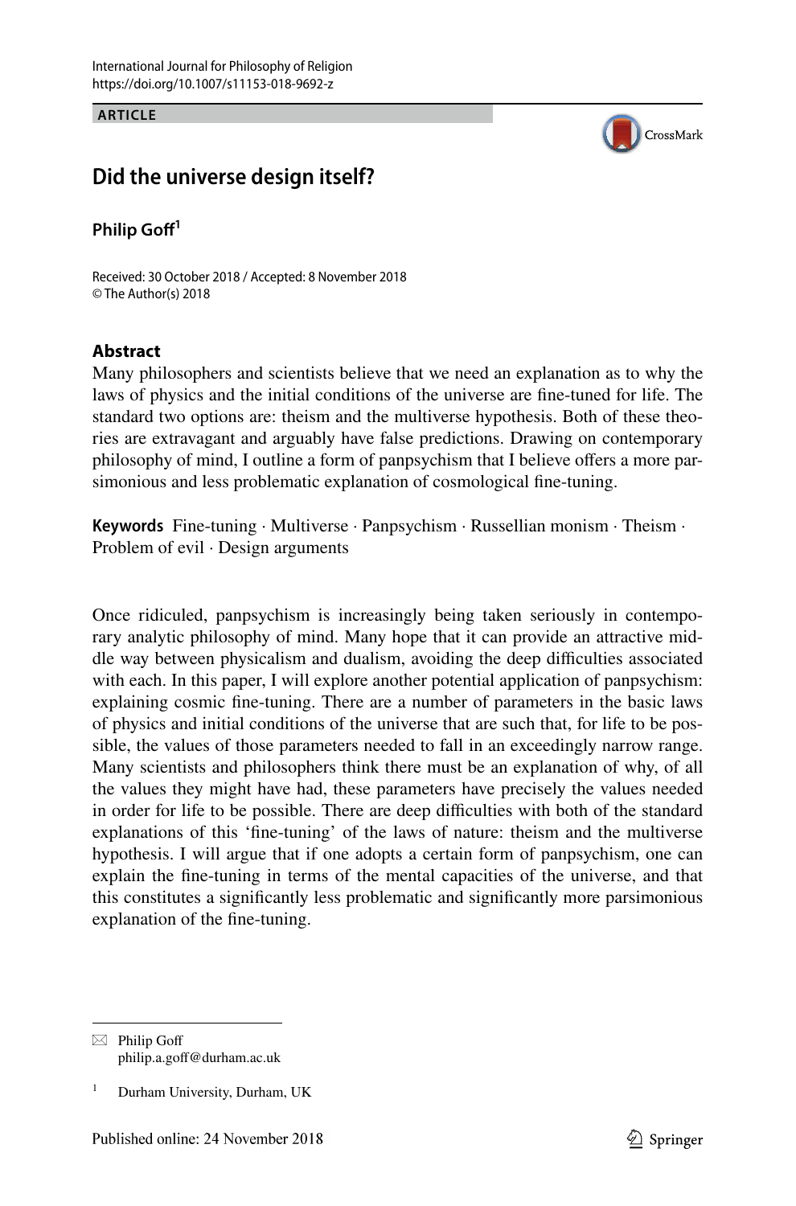International Journal for Philosophy of Religion
https://doi.org/10.1007/s11153-018-9692-z

**ARTICLE**

# Did the universe design itself?

**Philip Goff**[1]

Received: 30 October 2018 / Accepted: 8 November 2018
© The Author(s) 2018

## Abstract

Many philosophers and scientists believe that we need an explanation as to why the laws of physics and the initial conditions of the universe are fine-tuned for life. The standard two options are: theism and the multiverse hypothesis. Both of these theories are extravagant and arguably have false predictions. Drawing on contemporary philosophy of mind, I outline a form of panpsychism that I believe offers a more parsimonious and less problematic explanation of cosmological fine-tuning.

**Keywords** Fine-tuning · Multiverse · Panpsychism · Russellian monism · Theism · Problem of evil · Design arguments

Once ridiculed, panpsychism is increasingly being taken seriously in contemporary analytic philosophy of mind. Many hope that it can provide an attractive middle way between physicalism and dualism, avoiding the deep difficulties associated with each. In this paper, I will explore another potential application of panpsychism: explaining cosmic fine-tuning. There are a number of parameters in the basic laws of physics and initial conditions of the universe that are such that, for life to be possible, the values of those parameters needed to fall in an exceedingly narrow range. Many scientists and philosophers think there must be an explanation of why, of all the values they might have had, these parameters have precisely the values needed in order for life to be possible. There are deep difficulties with both of the standard explanations of this 'fine-tuning' of the laws of nature: theism and the multiverse hypothesis. I will argue that if one adopts a certain form of panpsychism, one can explain the fine-tuning in terms of the mental capacities of the universe, and that this constitutes a significantly less problematic and significantly more parsimonious explanation of the fine-tuning.

---

Philip Goff
philip.a.goff@durham.ac.uk

[1] Durham University, Durham, UK

Published online: 24 November 2018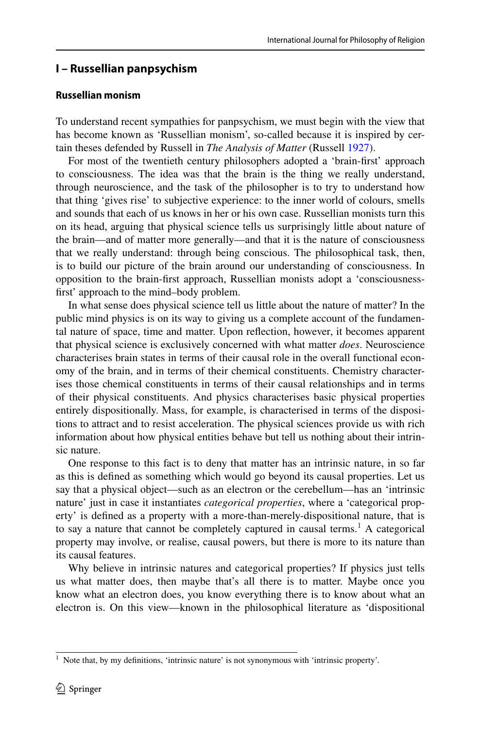## I – Russellian panpsychism

### Russellian monism

To understand recent sympathies for panpsychism, we must begin with the view that has become known as 'Russellian monism', so-called because it is inspired by certain theses defended by Russell in *The Analysis of Matter* (Russell 1927).

For most of the twentieth century philosophers adopted a 'brain-first' approach to consciousness. The idea was that the brain is the thing we really understand, through neuroscience, and the task of the philosopher is to try to understand how that thing 'gives rise' to subjective experience: to the inner world of colours, smells and sounds that each of us knows in her or his own case. Russellian monists turn this on its head, arguing that physical science tells us surprisingly little about nature of the brain—and of matter more generally—and that it is the nature of consciousness that we really understand: through being conscious. The philosophical task, then, is to build our picture of the brain around our understanding of consciousness. In opposition to the brain-first approach, Russellian monists adopt a 'consciousness-first' approach to the mind–body problem.

In what sense does physical science tell us little about the nature of matter? In the public mind physics is on its way to giving us a complete account of the fundamental nature of space, time and matter. Upon reflection, however, it becomes apparent that physical science is exclusively concerned with what matter *does*. Neuroscience characterises brain states in terms of their causal role in the overall functional economy of the brain, and in terms of their chemical constituents. Chemistry characterises those chemical constituents in terms of their causal relationships and in terms of their physical constituents. And physics characterises basic physical properties entirely dispositionally. Mass, for example, is characterised in terms of the dispositions to attract and to resist acceleration. The physical sciences provide us with rich information about how physical entities behave but tell us nothing about their intrinsic nature.

One response to this fact is to deny that matter has an intrinsic nature, in so far as this is defined as something which would go beyond its causal properties. Let us say that a physical object—such as an electron or the cerebellum—has an 'intrinsic nature' just in case it instantiates *categorical properties*, where a 'categorical property' is defined as a property with a more-than-merely-dispositional nature, that is to say a nature that cannot be completely captured in causal terms.[1] A categorical property may involve, or realise, causal powers, but there is more to its nature than its causal features.

Why believe in intrinsic natures and categorical properties? If physics just tells us what matter does, then maybe that's all there is to matter. Maybe once you know what an electron does, you know everything there is to know about what an electron is. On this view—known in the philosophical literature as 'dispositional

[1] Note that, by my definitions, 'intrinsic nature' is not synonymous with 'intrinsic property'.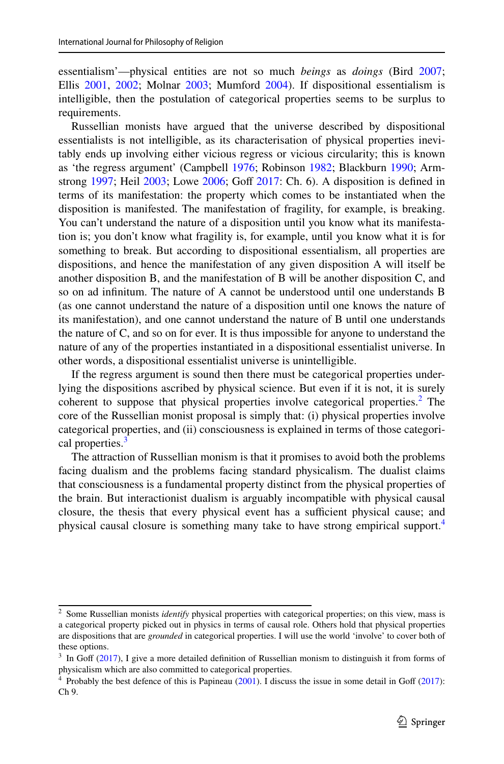essentialism'—physical entities are not so much *beings* as *doings* (Bird 2007; Ellis 2001, 2002; Molnar 2003; Mumford 2004). If dispositional essentialism is intelligible, then the postulation of categorical properties seems to be surplus to requirements.

Russellian monists have argued that the universe described by dispositional essentialists is not intelligible, as its characterisation of physical properties inevitably ends up involving either vicious regress or vicious circularity; this is known as 'the regress argument' (Campbell 1976; Robinson 1982; Blackburn 1990; Armstrong 1997; Heil 2003; Lowe 2006; Goff 2017: Ch. 6). A disposition is defined in terms of its manifestation: the property which comes to be instantiated when the disposition is manifested. The manifestation of fragility, for example, is breaking. You can't understand the nature of a disposition until you know what its manifestation is; you don't know what fragility is, for example, until you know what it is for something to break. But according to dispositional essentialism, all properties are dispositions, and hence the manifestation of any given disposition A will itself be another disposition B, and the manifestation of B will be another disposition C, and so on ad infinitum. The nature of A cannot be understood until one understands B (as one cannot understand the nature of a disposition until one knows the nature of its manifestation), and one cannot understand the nature of B until one understands the nature of C, and so on for ever. It is thus impossible for anyone to understand the nature of any of the properties instantiated in a dispositional essentialist universe. In other words, a dispositional essentialist universe is unintelligible.

If the regress argument is sound then there must be categorical properties underlying the dispositions ascribed by physical science. But even if it is not, it is surely coherent to suppose that physical properties involve categorical properties.[2] The core of the Russellian monist proposal is simply that: (i) physical properties involve categorical properties, and (ii) consciousness is explained in terms of those categorical properties.[3]

The attraction of Russellian monism is that it promises to avoid both the problems facing dualism and the problems facing standard physicalism. The dualist claims that consciousness is a fundamental property distinct from the physical properties of the brain. But interactionist dualism is arguably incompatible with physical causal closure, the thesis that every physical event has a sufficient physical cause; and physical causal closure is something many take to have strong empirical support.[4]

---

[2] Some Russellian monists *identify* physical properties with categorical properties; on this view, mass is a categorical property picked out in physics in terms of causal role. Others hold that physical properties are dispositions that are *grounded* in categorical properties. I will use the world 'involve' to cover both of these options.

[3] In Goff (2017), I give a more detailed definition of Russellian monism to distinguish it from forms of physicalism which are also committed to categorical properties.

[4] Probably the best defence of this is Papineau (2001). I discuss the issue in some detail in Goff (2017): Ch 9.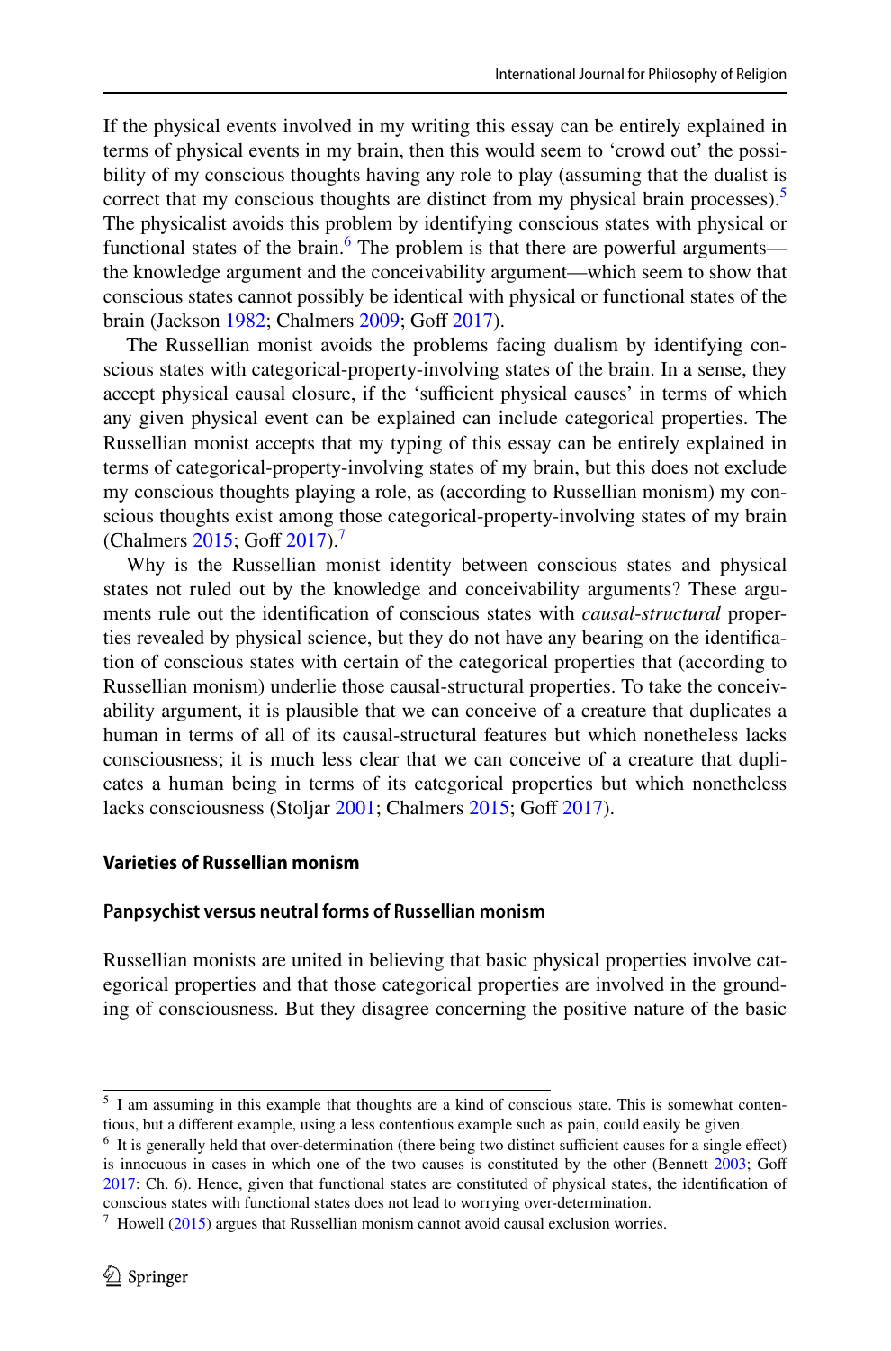If the physical events involved in my writing this essay can be entirely explained in terms of physical events in my brain, then this would seem to 'crowd out' the possibility of my conscious thoughts having any role to play (assuming that the dualist is correct that my conscious thoughts are distinct from my physical brain processes).[5] The physicalist avoids this problem by identifying conscious states with physical or functional states of the brain.[6] The problem is that there are powerful arguments—the knowledge argument and the conceivability argument—which seem to show that conscious states cannot possibly be identical with physical or functional states of the brain (Jackson 1982; Chalmers 2009; Goff 2017).

The Russellian monist avoids the problems facing dualism by identifying conscious states with categorical-property-involving states of the brain. In a sense, they accept physical causal closure, if the 'sufficient physical causes' in terms of which any given physical event can be explained can include categorical properties. The Russellian monist accepts that my typing of this essay can be entirely explained in terms of categorical-property-involving states of my brain, but this does not exclude my conscious thoughts playing a role, as (according to Russellian monism) my conscious thoughts exist among those categorical-property-involving states of my brain (Chalmers 2015; Goff 2017).[7]

Why is the Russellian monist identity between conscious states and physical states not ruled out by the knowledge and conceivability arguments? These arguments rule out the identification of conscious states with *causal-structural* properties revealed by physical science, but they do not have any bearing on the identification of conscious states with certain of the categorical properties that (according to Russellian monism) underlie those causal-structural properties. To take the conceivability argument, it is plausible that we can conceive of a creature that duplicates a human in terms of all of its causal-structural features but which nonetheless lacks consciousness; it is much less clear that we can conceive of a creature that duplicates a human being in terms of its categorical properties but which nonetheless lacks consciousness (Stoljar 2001; Chalmers 2015; Goff 2017).

## Varieties of Russellian monism

### Panpsychist versus neutral forms of Russellian monism

Russellian monists are united in believing that basic physical properties involve categorical properties and that those categorical properties are involved in the grounding of consciousness. But they disagree concerning the positive nature of the basic

---

[5] I am assuming in this example that thoughts are a kind of conscious state. This is somewhat contentious, but a different example, using a less contentious example such as pain, could easily be given.

[6] It is generally held that over-determination (there being two distinct sufficient causes for a single effect) is innocuous in cases in which one of the two causes is constituted by the other (Bennett 2003; Goff 2017: Ch. 6). Hence, given that functional states are constituted of physical states, the identification of conscious states with functional states does not lead to worrying over-determination.

[7] Howell (2015) argues that Russellian monism cannot avoid causal exclusion worries.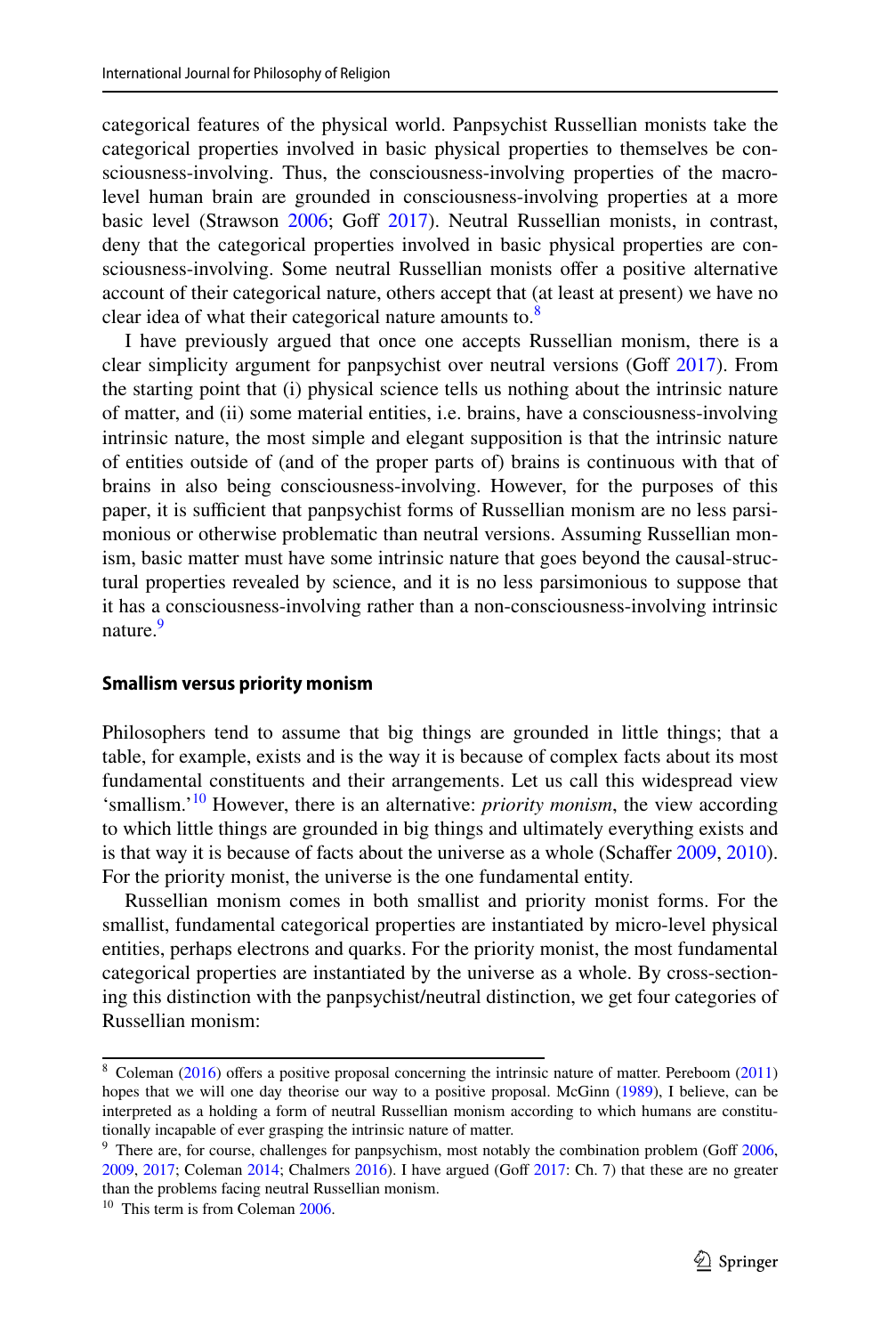categorical features of the physical world. Panpsychist Russellian monists take the categorical properties involved in basic physical properties to themselves be consciousness-involving. Thus, the consciousness-involving properties of the macro-level human brain are grounded in consciousness-involving properties at a more basic level (Strawson 2006; Goff 2017). Neutral Russellian monists, in contrast, deny that the categorical properties involved in basic physical properties are consciousness-involving. Some neutral Russellian monists offer a positive alternative account of their categorical nature, others accept that (at least at present) we have no clear idea of what their categorical nature amounts to.[8]

I have previously argued that once one accepts Russellian monism, there is a clear simplicity argument for panpsychist over neutral versions (Goff 2017). From the starting point that (i) physical science tells us nothing about the intrinsic nature of matter, and (ii) some material entities, i.e. brains, have a consciousness-involving intrinsic nature, the most simple and elegant supposition is that the intrinsic nature of entities outside of (and of the proper parts of) brains is continuous with that of brains in also being consciousness-involving. However, for the purposes of this paper, it is sufficient that panpsychist forms of Russellian monism are no less parsimonious or otherwise problematic than neutral versions. Assuming Russellian monism, basic matter must have some intrinsic nature that goes beyond the causal-structural properties revealed by science, and it is no less parsimonious to suppose that it has a consciousness-involving rather than a non-consciousness-involving intrinsic nature.[9]

### Smallism versus priority monism

Philosophers tend to assume that big things are grounded in little things; that a table, for example, exists and is the way it is because of complex facts about its most fundamental constituents and their arrangements. Let us call this widespread view 'smallism.'[10] However, there is an alternative: *priority monism*, the view according to which little things are grounded in big things and ultimately everything exists and is that way it is because of facts about the universe as a whole (Schaffer 2009, 2010). For the priority monist, the universe is the one fundamental entity.

Russellian monism comes in both smallist and priority monist forms. For the smallist, fundamental categorical properties are instantiated by micro-level physical entities, perhaps electrons and quarks. For the priority monist, the most fundamental categorical properties are instantiated by the universe as a whole. By cross-sectioning this distinction with the panpsychist/neutral distinction, we get four categories of Russellian monism:

---

[8] Coleman (2016) offers a positive proposal concerning the intrinsic nature of matter. Pereboom (2011) hopes that we will one day theorise our way to a positive proposal. McGinn (1989), I believe, can be interpreted as a holding a form of neutral Russellian monism according to which humans are constitutionally incapable of ever grasping the intrinsic nature of matter.

[9] There are, of course, challenges for panpsychism, most notably the combination problem (Goff 2006, 2009, 2017; Coleman 2014; Chalmers 2016). I have argued (Goff 2017: Ch. 7) that these are no greater than the problems facing neutral Russellian monism.

[10] This term is from Coleman 2006.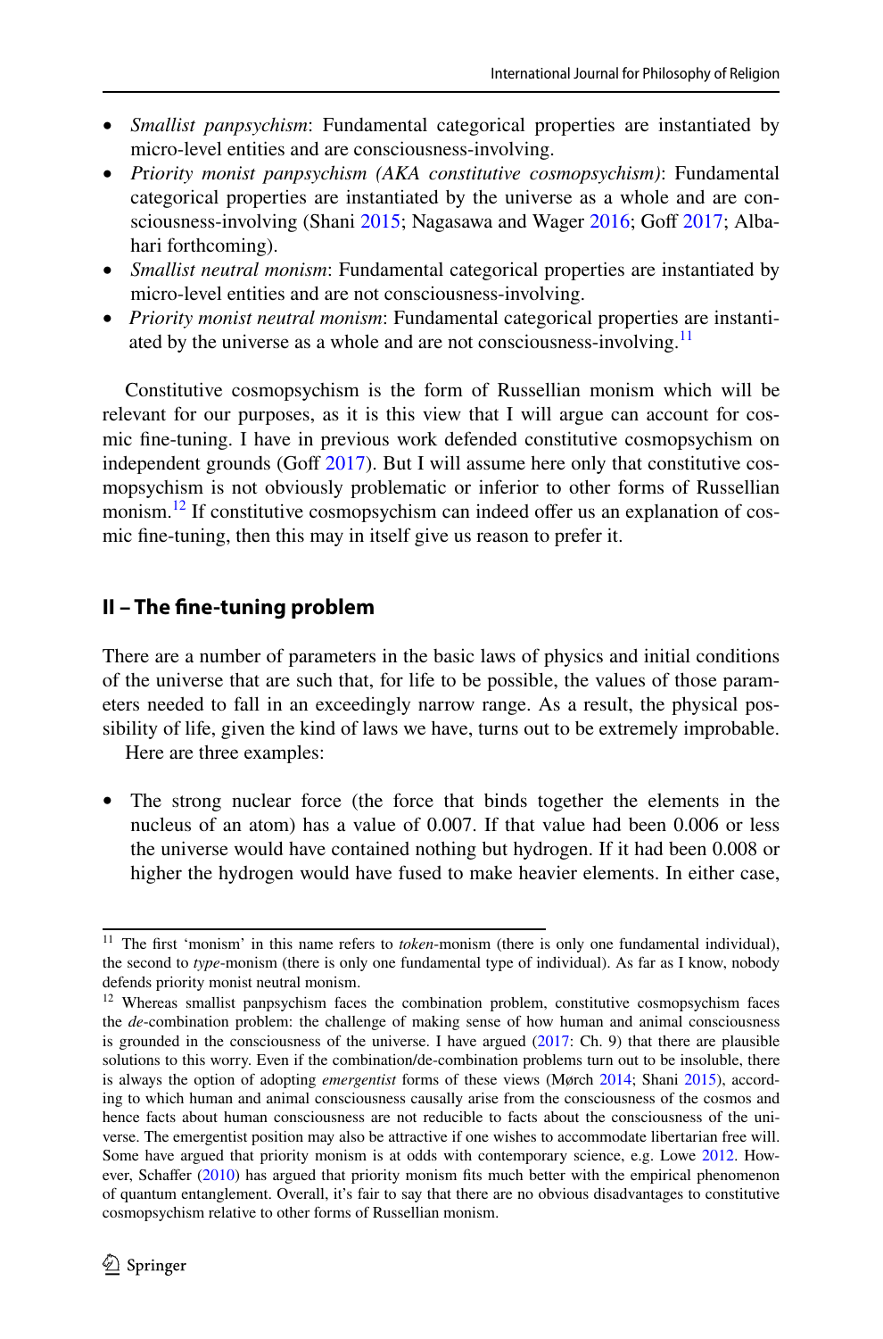- *Smallist panpsychism*: Fundamental categorical properties are instantiated by micro-level entities and are consciousness-involving.
- *Priority monist panpsychism (AKA constitutive cosmopsychism)*: Fundamental categorical properties are instantiated by the universe as a whole and are consciousness-involving (Shani 2015; Nagasawa and Wager 2016; Goff 2017; Albahari forthcoming).
- *Smallist neutral monism*: Fundamental categorical properties are instantiated by micro-level entities and are not consciousness-involving.
- *Priority monist neutral monism*: Fundamental categorical properties are instantiated by the universe as a whole and are not consciousness-involving.[11]

Constitutive cosmopsychism is the form of Russellian monism which will be relevant for our purposes, as it is this view that I will argue can account for cosmic fine-tuning. I have in previous work defended constitutive cosmopsychism on independent grounds (Goff 2017). But I will assume here only that constitutive cosmopsychism is not obviously problematic or inferior to other forms of Russellian monism.[12] If constitutive cosmopsychism can indeed offer us an explanation of cosmic fine-tuning, then this may in itself give us reason to prefer it.

## II – The fine-tuning problem

There are a number of parameters in the basic laws of physics and initial conditions of the universe that are such that, for life to be possible, the values of those parameters needed to fall in an exceedingly narrow range. As a result, the physical possibility of life, given the kind of laws we have, turns out to be extremely improbable.

Here are three examples:

- The strong nuclear force (the force that binds together the elements in the nucleus of an atom) has a value of 0.007. If that value had been 0.006 or less the universe would have contained nothing but hydrogen. If it had been 0.008 or higher the hydrogen would have fused to make heavier elements. In either case,

---

[11] The first 'monism' in this name refers to *token*-monism (there is only one fundamental individual), the second to *type*-monism (there is only one fundamental type of individual). As far as I know, nobody defends priority monist neutral monism.

[12] Whereas smallist panpsychism faces the combination problem, constitutive cosmopsychism faces the *de*-combination problem: the challenge of making sense of how human and animal consciousness is grounded in the consciousness of the universe. I have argued (2017: Ch. 9) that there are plausible solutions to this worry. Even if the combination/de-combination problems turn out to be insoluble, there is always the option of adopting *emergentist* forms of these views (Mørch 2014; Shani 2015), according to which human and animal consciousness causally arise from the consciousness of the cosmos and hence facts about human consciousness are not reducible to facts about the consciousness of the universe. The emergentist position may also be attractive if one wishes to accommodate libertarian free will. Some have argued that priority monism is at odds with contemporary science, e.g. Lowe 2012. However, Schaffer (2010) has argued that priority monism fits much better with the empirical phenomenon of quantum entanglement. Overall, it's fair to say that there are no obvious disadvantages to constitutive cosmopsychism relative to other forms of Russellian monism.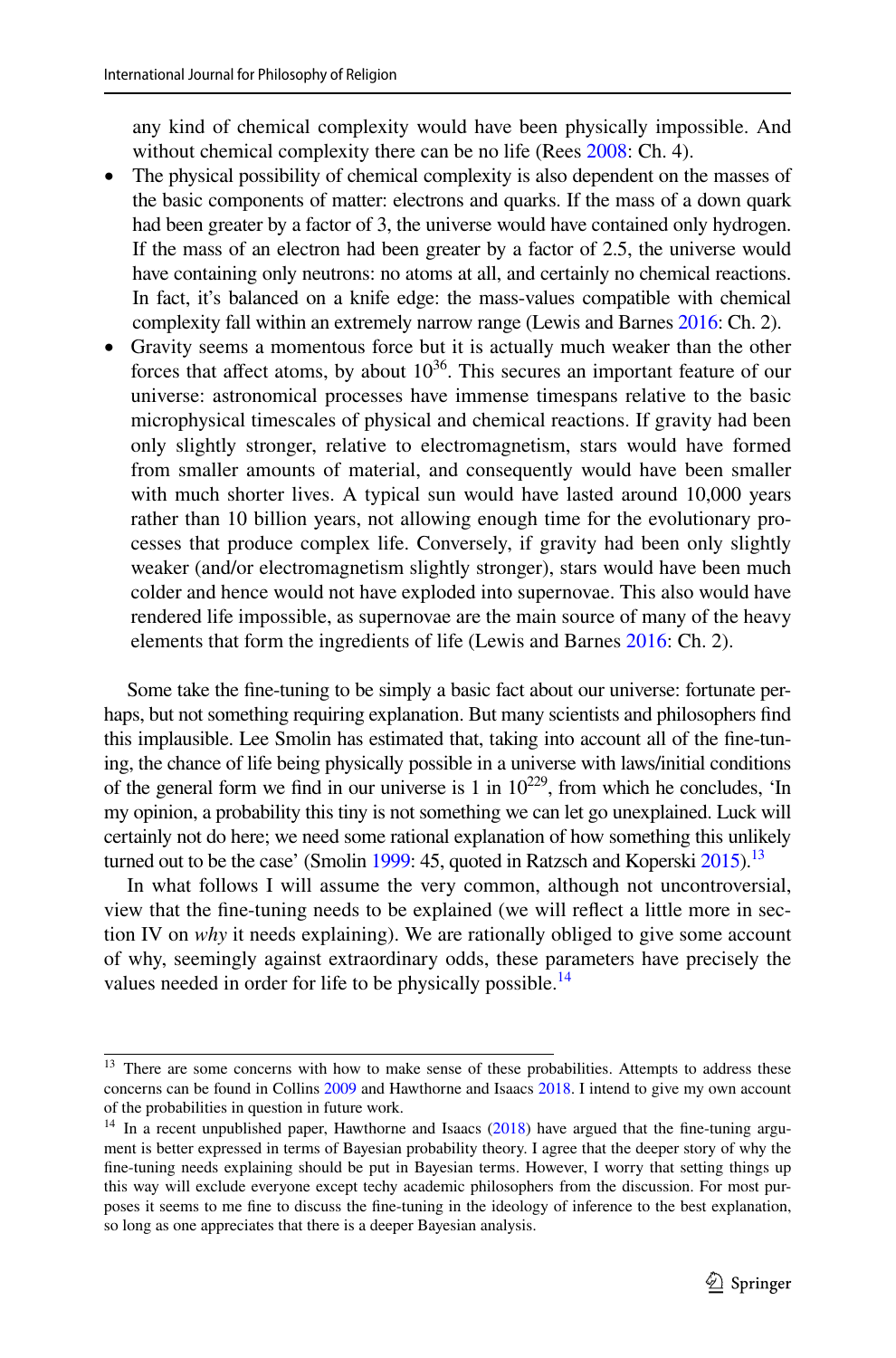any kind of chemical complexity would have been physically impossible. And without chemical complexity there can be no life (Rees 2008: Ch. 4).

- The physical possibility of chemical complexity is also dependent on the masses of the basic components of matter: electrons and quarks. If the mass of a down quark had been greater by a factor of 3, the universe would have contained only hydrogen. If the mass of an electron had been greater by a factor of 2.5, the universe would have containing only neutrons: no atoms at all, and certainly no chemical reactions. In fact, it's balanced on a knife edge: the mass-values compatible with chemical complexity fall within an extremely narrow range (Lewis and Barnes 2016: Ch. 2).
- Gravity seems a momentous force but it is actually much weaker than the other forces that affect atoms, by about $10^{36}$. This secures an important feature of our universe: astronomical processes have immense timespans relative to the basic microphysical timescales of physical and chemical reactions. If gravity had been only slightly stronger, relative to electromagnetism, stars would have formed from smaller amounts of material, and consequently would have been smaller with much shorter lives. A typical sun would have lasted around 10,000 years rather than 10 billion years, not allowing enough time for the evolutionary processes that produce complex life. Conversely, if gravity had been only slightly weaker (and/or electromagnetism slightly stronger), stars would have been much colder and hence would not have exploded into supernovae. This also would have rendered life impossible, as supernovae are the main source of many of the heavy elements that form the ingredients of life (Lewis and Barnes 2016: Ch. 2).

Some take the fine-tuning to be simply a basic fact about our universe: fortunate perhaps, but not something requiring explanation. But many scientists and philosophers find this implausible. Lee Smolin has estimated that, taking into account all of the fine-tuning, the chance of life being physically possible in a universe with laws/initial conditions of the general form we find in our universe is 1 in $10^{229}$, from which he concludes, 'In my opinion, a probability this tiny is not something we can let go unexplained. Luck will certainly not do here; we need some rational explanation of how something this unlikely turned out to be the case' (Smolin 1999: 45, quoted in Ratzsch and Koperski 2015).[13]

In what follows I will assume the very common, although not uncontroversial, view that the fine-tuning needs to be explained (we will reflect a little more in section IV on *why* it needs explaining). We are rationally obliged to give some account of why, seemingly against extraordinary odds, these parameters have precisely the values needed in order for life to be physically possible.[14]

---

[13] There are some concerns with how to make sense of these probabilities. Attempts to address these concerns can be found in Collins 2009 and Hawthorne and Isaacs 2018. I intend to give my own account of the probabilities in question in future work.

[14] In a recent unpublished paper, Hawthorne and Isaacs (2018) have argued that the fine-tuning argument is better expressed in terms of Bayesian probability theory. I agree that the deeper story of why the fine-tuning needs explaining should be put in Bayesian terms. However, I worry that setting things up this way will exclude everyone except techy academic philosophers from the discussion. For most purposes it seems to me fine to discuss the fine-tuning in the ideology of inference to the best explanation, so long as one appreciates that there is a deeper Bayesian analysis.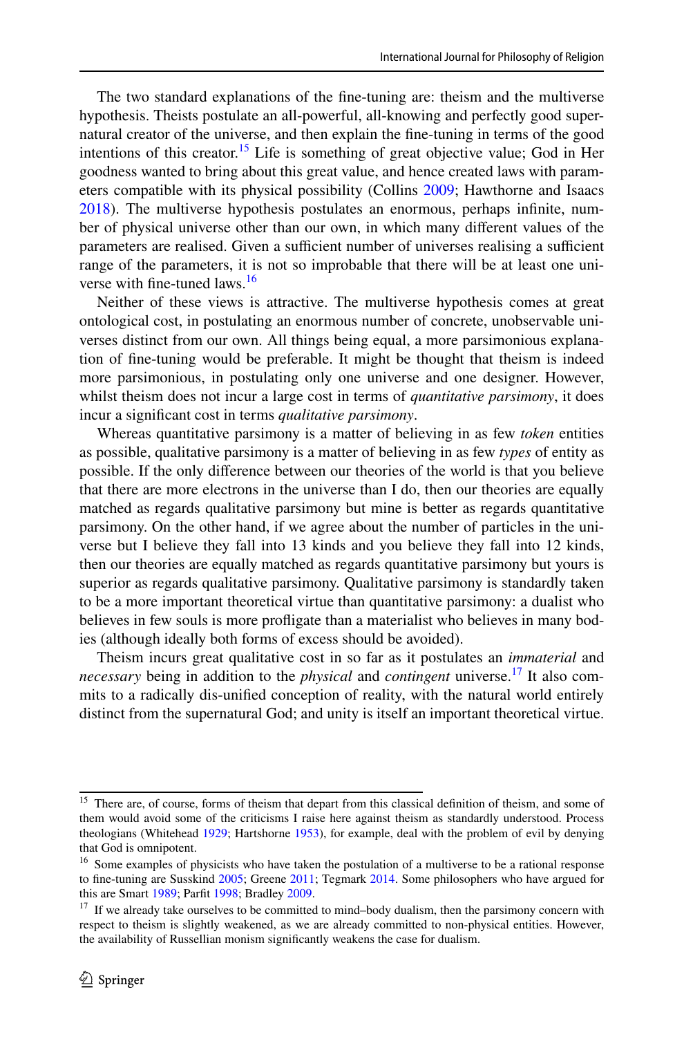The two standard explanations of the fine-tuning are: theism and the multiverse hypothesis. Theists postulate an all-powerful, all-knowing and perfectly good supernatural creator of the universe, and then explain the fine-tuning in terms of the good intentions of this creator.[15] Life is something of great objective value; God in Her goodness wanted to bring about this great value, and hence created laws with parameters compatible with its physical possibility (Collins 2009; Hawthorne and Isaacs 2018). The multiverse hypothesis postulates an enormous, perhaps infinite, number of physical universe other than our own, in which many different values of the parameters are realised. Given a sufficient number of universes realising a sufficient range of the parameters, it is not so improbable that there will be at least one universe with fine-tuned laws.[16]

Neither of these views is attractive. The multiverse hypothesis comes at great ontological cost, in postulating an enormous number of concrete, unobservable universes distinct from our own. All things being equal, a more parsimonious explanation of fine-tuning would be preferable. It might be thought that theism is indeed more parsimonious, in postulating only one universe and one designer. However, whilst theism does not incur a large cost in terms of *quantitative parsimony*, it does incur a significant cost in terms *qualitative parsimony*.

Whereas quantitative parsimony is a matter of believing in as few *token* entities as possible, qualitative parsimony is a matter of believing in as few *types* of entity as possible. If the only difference between our theories of the world is that you believe that there are more electrons in the universe than I do, then our theories are equally matched as regards qualitative parsimony but mine is better as regards quantitative parsimony. On the other hand, if we agree about the number of particles in the universe but I believe they fall into 13 kinds and you believe they fall into 12 kinds, then our theories are equally matched as regards quantitative parsimony but yours is superior as regards qualitative parsimony. Qualitative parsimony is standardly taken to be a more important theoretical virtue than quantitative parsimony: a dualist who believes in few souls is more profligate than a materialist who believes in many bodies (although ideally both forms of excess should be avoided).

Theism incurs great qualitative cost in so far as it postulates an *immaterial* and *necessary* being in addition to the *physical* and *contingent* universe.[17] It also commits to a radically dis-unified conception of reality, with the natural world entirely distinct from the supernatural God; and unity is itself an important theoretical virtue.

---

[15] There are, of course, forms of theism that depart from this classical definition of theism, and some of them would avoid some of the criticisms I raise here against theism as standardly understood. Process theologians (Whitehead 1929; Hartshorne 1953), for example, deal with the problem of evil by denying that God is omnipotent.

[16] Some examples of physicists who have taken the postulation of a multiverse to be a rational response to fine-tuning are Susskind 2005; Greene 2011; Tegmark 2014. Some philosophers who have argued for this are Smart 1989; Parfit 1998; Bradley 2009.

[17] If we already take ourselves to be committed to mind–body dualism, then the parsimony concern with respect to theism is slightly weakened, as we are already committed to non-physical entities. However, the availability of Russellian monism significantly weakens the case for dualism.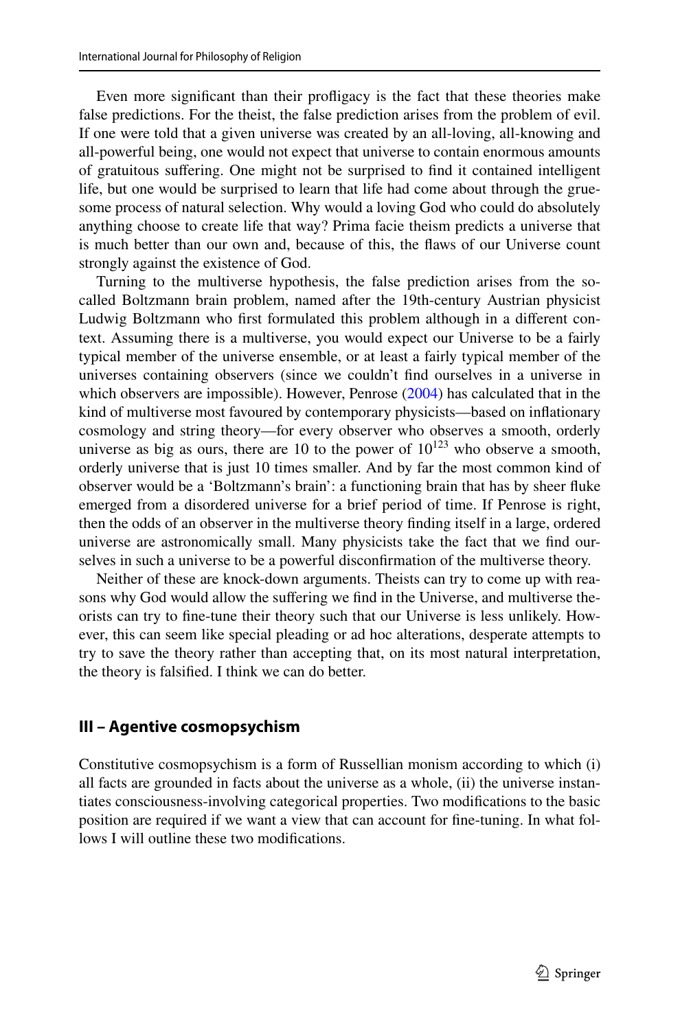Even more significant than their profligacy is the fact that these theories make false predictions. For the theist, the false prediction arises from the problem of evil. If one were told that a given universe was created by an all-loving, all-knowing and all-powerful being, one would not expect that universe to contain enormous amounts of gratuitous suffering. One might not be surprised to find it contained intelligent life, but one would be surprised to learn that life had come about through the gruesome process of natural selection. Why would a loving God who could do absolutely anything choose to create life that way? Prima facie theism predicts a universe that is much better than our own and, because of this, the flaws of our Universe count strongly against the existence of God.

Turning to the multiverse hypothesis, the false prediction arises from the so-called Boltzmann brain problem, named after the 19th-century Austrian physicist Ludwig Boltzmann who first formulated this problem although in a different context. Assuming there is a multiverse, you would expect our Universe to be a fairly typical member of the universe ensemble, or at least a fairly typical member of the universes containing observers (since we couldn't find ourselves in a universe in which observers are impossible). However, Penrose (2004) has calculated that in the kind of multiverse most favoured by contemporary physicists—based on inflationary cosmology and string theory—for every observer who observes a smooth, orderly universe as big as ours, there are 10 to the power of $10^{123}$ who observe a smooth, orderly universe that is just 10 times smaller. And by far the most common kind of observer would be a 'Boltzmann's brain': a functioning brain that has by sheer fluke emerged from a disordered universe for a brief period of time. If Penrose is right, then the odds of an observer in the multiverse theory finding itself in a large, ordered universe are astronomically small. Many physicists take the fact that we find ourselves in such a universe to be a powerful disconfirmation of the multiverse theory.

Neither of these are knock-down arguments. Theists can try to come up with reasons why God would allow the suffering we find in the Universe, and multiverse theorists can try to fine-tune their theory such that our Universe is less unlikely. However, this can seem like special pleading or ad hoc alterations, desperate attempts to try to save the theory rather than accepting that, on its most natural interpretation, the theory is falsified. I think we can do better.

## III – Agentive cosmopsychism

Constitutive cosmopsychism is a form of Russellian monism according to which (i) all facts are grounded in facts about the universe as a whole, (ii) the universe instantiates consciousness-involving categorical properties. Two modifications to the basic position are required if we want a view that can account for fine-tuning. In what follows I will outline these two modifications.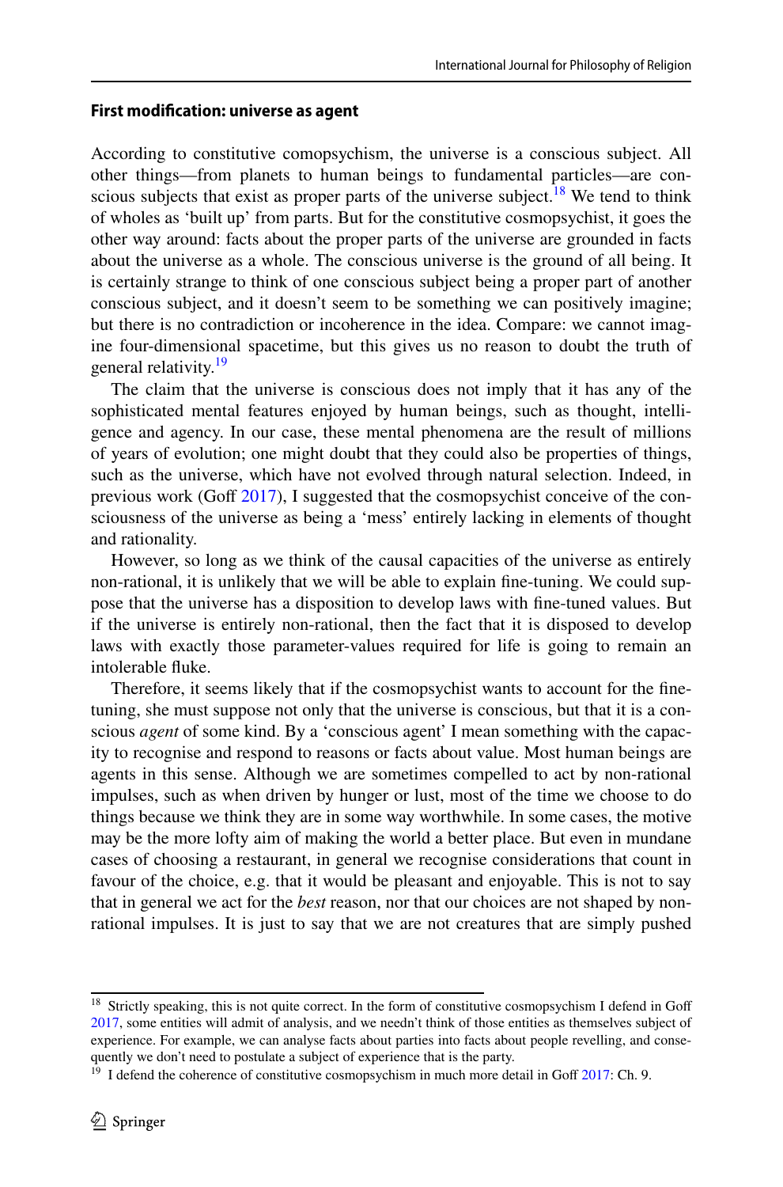### First modification: universe as agent

According to constitutive comopsychism, the universe is a conscious subject. All other things—from planets to human beings to fundamental particles—are conscious subjects that exist as proper parts of the universe subject.[18] We tend to think of wholes as 'built up' from parts. But for the constitutive cosmopsychist, it goes the other way around: facts about the proper parts of the universe are grounded in facts about the universe as a whole. The conscious universe is the ground of all being. It is certainly strange to think of one conscious subject being a proper part of another conscious subject, and it doesn't seem to be something we can positively imagine; but there is no contradiction or incoherence in the idea. Compare: we cannot imagine four-dimensional spacetime, but this gives us no reason to doubt the truth of general relativity.[19]

The claim that the universe is conscious does not imply that it has any of the sophisticated mental features enjoyed by human beings, such as thought, intelligence and agency. In our case, these mental phenomena are the result of millions of years of evolution; one might doubt that they could also be properties of things, such as the universe, which have not evolved through natural selection. Indeed, in previous work (Goff 2017), I suggested that the cosmopsychist conceive of the consciousness of the universe as being a 'mess' entirely lacking in elements of thought and rationality.

However, so long as we think of the causal capacities of the universe as entirely non-rational, it is unlikely that we will be able to explain fine-tuning. We could suppose that the universe has a disposition to develop laws with fine-tuned values. But if the universe is entirely non-rational, then the fact that it is disposed to develop laws with exactly those parameter-values required for life is going to remain an intolerable fluke.

Therefore, it seems likely that if the cosmopsychist wants to account for the fine-tuning, she must suppose not only that the universe is conscious, but that it is a conscious *agent* of some kind. By a 'conscious agent' I mean something with the capacity to recognise and respond to reasons or facts about value. Most human beings are agents in this sense. Although we are sometimes compelled to act by non-rational impulses, such as when driven by hunger or lust, most of the time we choose to do things because we think they are in some way worthwhile. In some cases, the motive may be the more lofty aim of making the world a better place. But even in mundane cases of choosing a restaurant, in general we recognise considerations that count in favour of the choice, e.g. that it would be pleasant and enjoyable. This is not to say that in general we act for the *best* reason, nor that our choices are not shaped by non-rational impulses. It is just to say that we are not creatures that are simply pushed

---

[18] Strictly speaking, this is not quite correct. In the form of constitutive cosmopsychism I defend in Goff 2017, some entities will admit of analysis, and we needn't think of those entities as themselves subject of experience. For example, we can analyse facts about parties into facts about people revelling, and consequently we don't need to postulate a subject of experience that is the party.

[19] I defend the coherence of constitutive cosmopsychism in much more detail in Goff 2017: Ch. 9.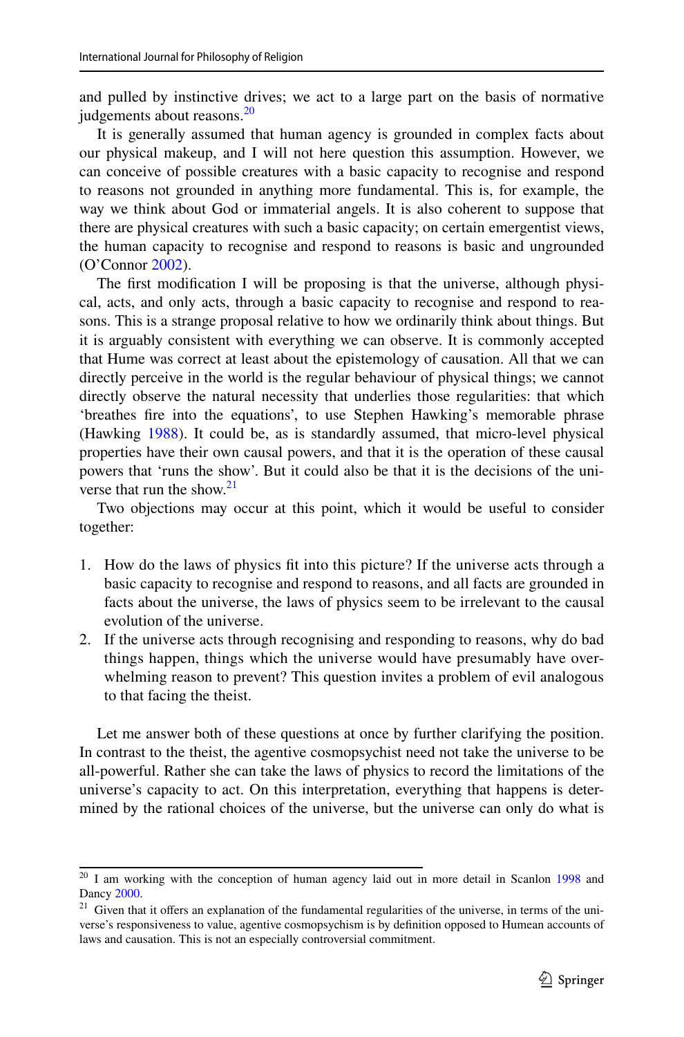and pulled by instinctive drives; we act to a large part on the basis of normative judgements about reasons.[20]

It is generally assumed that human agency is grounded in complex facts about our physical makeup, and I will not here question this assumption. However, we can conceive of possible creatures with a basic capacity to recognise and respond to reasons not grounded in anything more fundamental. This is, for example, the way we think about God or immaterial angels. It is also coherent to suppose that there are physical creatures with such a basic capacity; on certain emergentist views, the human capacity to recognise and respond to reasons is basic and ungrounded (O'Connor 2002).

The first modification I will be proposing is that the universe, although physical, acts, and only acts, through a basic capacity to recognise and respond to reasons. This is a strange proposal relative to how we ordinarily think about things. But it is arguably consistent with everything we can observe. It is commonly accepted that Hume was correct at least about the epistemology of causation. All that we can directly perceive in the world is the regular behaviour of physical things; we cannot directly observe the natural necessity that underlies those regularities: that which 'breathes fire into the equations', to use Stephen Hawking's memorable phrase (Hawking 1988). It could be, as is standardly assumed, that micro-level physical properties have their own causal powers, and that it is the operation of these causal powers that 'runs the show'. But it could also be that it is the decisions of the universe that run the show.[21]

Two objections may occur at this point, which it would be useful to consider together:

1. How do the laws of physics fit into this picture? If the universe acts through a basic capacity to recognise and respond to reasons, and all facts are grounded in facts about the universe, the laws of physics seem to be irrelevant to the causal evolution of the universe.
2. If the universe acts through recognising and responding to reasons, why do bad things happen, things which the universe would have presumably have overwhelming reason to prevent? This question invites a problem of evil analogous to that facing the theist.

Let me answer both of these questions at once by further clarifying the position. In contrast to the theist, the agentive cosmopsychist need not take the universe to be all-powerful. Rather she can take the laws of physics to record the limitations of the universe's capacity to act. On this interpretation, everything that happens is determined by the rational choices of the universe, but the universe can only do what is

---

[20] I am working with the conception of human agency laid out in more detail in Scanlon 1998 and Dancy 2000.

[21] Given that it offers an explanation of the fundamental regularities of the universe, in terms of the universe's responsiveness to value, agentive cosmopsychism is by definition opposed to Humean accounts of laws and causation. This is not an especially controversial commitment.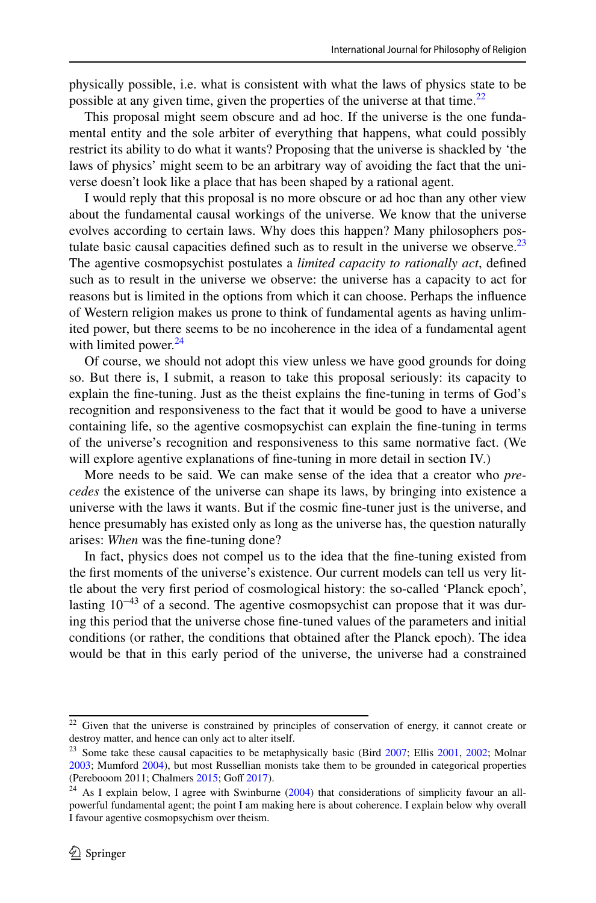physically possible, i.e. what is consistent with what the laws of physics state to be possible at any given time, given the properties of the universe at that time.[22]

This proposal might seem obscure and ad hoc. If the universe is the one fundamental entity and the sole arbiter of everything that happens, what could possibly restrict its ability to do what it wants? Proposing that the universe is shackled by 'the laws of physics' might seem to be an arbitrary way of avoiding the fact that the universe doesn't look like a place that has been shaped by a rational agent.

I would reply that this proposal is no more obscure or ad hoc than any other view about the fundamental causal workings of the universe. We know that the universe evolves according to certain laws. Why does this happen? Many philosophers postulate basic causal capacities defined such as to result in the universe we observe.[23] The agentive cosmopsychist postulates a *limited capacity to rationally act*, defined such as to result in the universe we observe: the universe has a capacity to act for reasons but is limited in the options from which it can choose. Perhaps the influence of Western religion makes us prone to think of fundamental agents as having unlimited power, but there seems to be no incoherence in the idea of a fundamental agent with limited power.[24]

Of course, we should not adopt this view unless we have good grounds for doing so. But there is, I submit, a reason to take this proposal seriously: its capacity to explain the fine-tuning. Just as the theist explains the fine-tuning in terms of God's recognition and responsiveness to the fact that it would be good to have a universe containing life, so the agentive cosmopsychist can explain the fine-tuning in terms of the universe's recognition and responsiveness to this same normative fact. (We will explore agentive explanations of fine-tuning in more detail in section IV.)

More needs to be said. We can make sense of the idea that a creator who *precedes* the existence of the universe can shape its laws, by bringing into existence a universe with the laws it wants. But if the cosmic fine-tuner just is the universe, and hence presumably has existed only as long as the universe has, the question naturally arises: *When* was the fine-tuning done?

In fact, physics does not compel us to the idea that the fine-tuning existed from the first moments of the universe's existence. Our current models can tell us very little about the very first period of cosmological history: the so-called 'Planck epoch', lasting $10^{-43}$ of a second. The agentive cosmopsychist can propose that it was during this period that the universe chose fine-tuned values of the parameters and initial conditions (or rather, the conditions that obtained after the Planck epoch). The idea would be that in this early period of the universe, the universe had a constrained

---

[22] Given that the universe is constrained by principles of conservation of energy, it cannot create or destroy matter, and hence can only act to alter itself.

[23] Some take these causal capacities to be metaphysically basic (Bird 2007; Ellis 2001, 2002; Molnar 2003; Mumford 2004), but most Russellian monists take them to be grounded in categorical properties (Perebooom 2011; Chalmers 2015; Goff 2017).

[24] As I explain below, I agree with Swinburne (2004) that considerations of simplicity favour an all-powerful fundamental agent; the point I am making here is about coherence. I explain below why overall I favour agentive cosmopsychism over theism.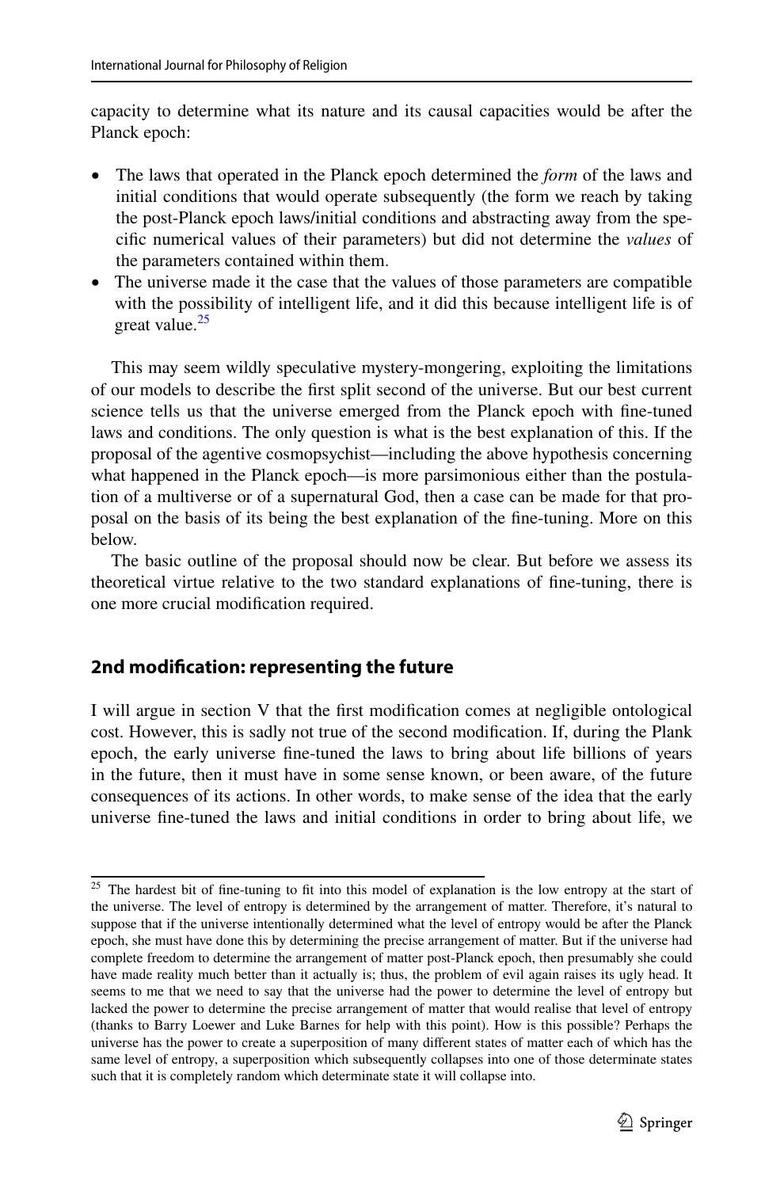capacity to determine what its nature and its causal capacities would be after the Planck epoch:

- The laws that operated in the Planck epoch determined the *form* of the laws and initial conditions that would operate subsequently (the form we reach by taking the post-Planck epoch laws/initial conditions and abstracting away from the specific numerical values of their parameters) but did not determine the *values* of the parameters contained within them.
- The universe made it the case that the values of those parameters are compatible with the possibility of intelligent life, and it did this because intelligent life is of great value.[25]

This may seem wildly speculative mystery-mongering, exploiting the limitations of our models to describe the first split second of the universe. But our best current science tells us that the universe emerged from the Planck epoch with fine-tuned laws and conditions. The only question is what is the best explanation of this. If the proposal of the agentive cosmopsychist—including the above hypothesis concerning what happened in the Planck epoch—is more parsimonious either than the postulation of a multiverse or of a supernatural God, then a case can be made for that proposal on the basis of its being the best explanation of the fine-tuning. More on this below.

The basic outline of the proposal should now be clear. But before we assess its theoretical virtue relative to the two standard explanations of fine-tuning, there is one more crucial modification required.

## 2nd modification: representing the future

I will argue in section V that the first modification comes at negligible ontological cost. However, this is sadly not true of the second modification. If, during the Plank epoch, the early universe fine-tuned the laws to bring about life billions of years in the future, then it must have in some sense known, or been aware, of the future consequences of its actions. In other words, to make sense of the idea that the early universe fine-tuned the laws and initial conditions in order to bring about life, we

[25] The hardest bit of fine-tuning to fit into this model of explanation is the low entropy at the start of the universe. The level of entropy is determined by the arrangement of matter. Therefore, it's natural to suppose that if the universe intentionally determined what the level of entropy would be after the Planck epoch, she must have done this by determining the precise arrangement of matter. But if the universe had complete freedom to determine the arrangement of matter post-Planck epoch, then presumably she could have made reality much better than it actually is; thus, the problem of evil again raises its ugly head. It seems to me that we need to say that the universe had the power to determine the level of entropy but lacked the power to determine the precise arrangement of matter that would realise that level of entropy (thanks to Barry Loewer and Luke Barnes for help with this point). How is this possible? Perhaps the universe has the power to create a superposition of many different states of matter each of which has the same level of entropy, a superposition which subsequently collapses into one of those determinate states such that it is completely random which determinate state it will collapse into.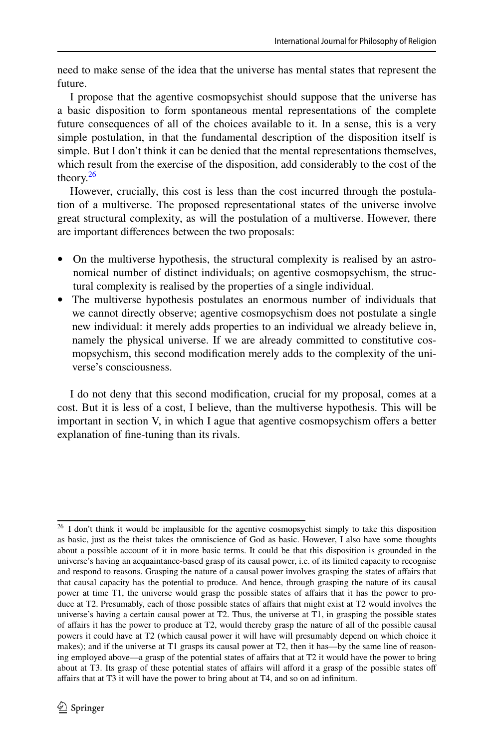need to make sense of the idea that the universe has mental states that represent the future.

I propose that the agentive cosmopsychist should suppose that the universe has a basic disposition to form spontaneous mental representations of the complete future consequences of all of the choices available to it. In a sense, this is a very simple postulation, in that the fundamental description of the disposition itself is simple. But I don't think it can be denied that the mental representations themselves, which result from the exercise of the disposition, add considerably to the cost of the theory.[26]

However, crucially, this cost is less than the cost incurred through the postulation of a multiverse. The proposed representational states of the universe involve great structural complexity, as will the postulation of a multiverse. However, there are important differences between the two proposals:

- On the multiverse hypothesis, the structural complexity is realised by an astronomical number of distinct individuals; on agentive cosmopsychism, the structural complexity is realised by the properties of a single individual.
- The multiverse hypothesis postulates an enormous number of individuals that we cannot directly observe; agentive cosmopsychism does not postulate a single new individual: it merely adds properties to an individual we already believe in, namely the physical universe. If we are already committed to constitutive cosmopsychism, this second modification merely adds to the complexity of the universe's consciousness.

I do not deny that this second modification, crucial for my proposal, comes at a cost. But it is less of a cost, I believe, than the multiverse hypothesis. This will be important in section V, in which I ague that agentive cosmopsychism offers a better explanation of fine-tuning than its rivals.

---

[26] I don't think it would be implausible for the agentive cosmopsychist simply to take this disposition as basic, just as the theist takes the omniscience of God as basic. However, I also have some thoughts about a possible account of it in more basic terms. It could be that this disposition is grounded in the universe's having an acquaintance-based grasp of its causal power, i.e. of its limited capacity to recognise and respond to reasons. Grasping the nature of a causal power involves grasping the states of affairs that that causal capacity has the potential to produce. And hence, through grasping the nature of its causal power at time T1, the universe would grasp the possible states of affairs that it has the power to produce at T2. Presumably, each of those possible states of affairs that might exist at T2 would involves the universe's having a certain causal power at T2. Thus, the universe at T1, in grasping the possible states of affairs it has the power to produce at T2, would thereby grasp the nature of all of the possible causal powers it could have at T2 (which causal power it will have will presumably depend on which choice it makes); and if the universe at T1 grasps its causal power at T2, then it has—by the same line of reasoning employed above—a grasp of the potential states of affairs that at T2 it would have the power to bring about at T3. Its grasp of these potential states of affairs will afford it a grasp of the possible states off affairs that at T3 it will have the power to bring about at T4, and so on ad infinitum.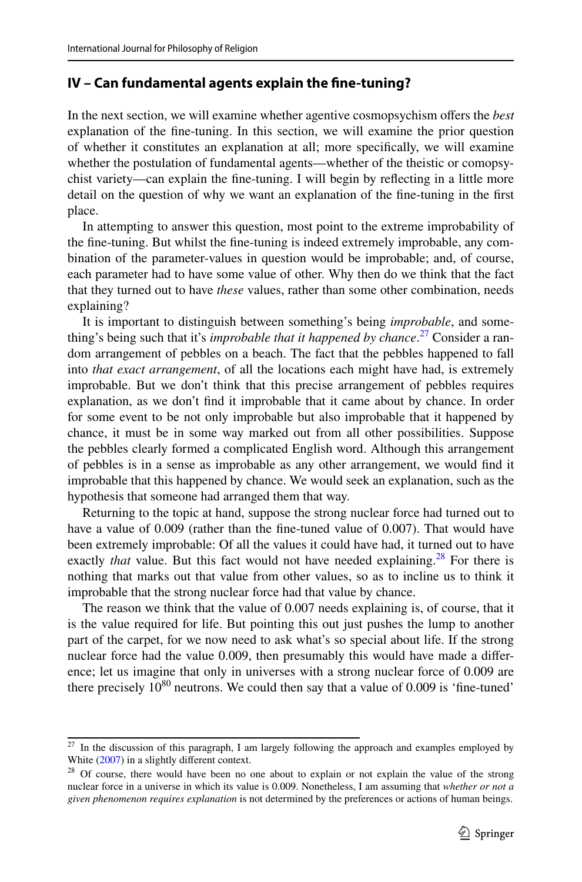## IV – Can fundamental agents explain the fine-tuning?

In the next section, we will examine whether agentive cosmopsychism offers the *best* explanation of the fine-tuning. In this section, we will examine the prior question of whether it constitutes an explanation at all; more specifically, we will examine whether the postulation of fundamental agents—whether of the theistic or comopsychist variety—can explain the fine-tuning. I will begin by reflecting in a little more detail on the question of why we want an explanation of the fine-tuning in the first place.

In attempting to answer this question, most point to the extreme improbability of the fine-tuning. But whilst the fine-tuning is indeed extremely improbable, any combination of the parameter-values in question would be improbable; and, of course, each parameter had to have some value of other. Why then do we think that the fact that they turned out to have *these* values, rather than some other combination, needs explaining?

It is important to distinguish between something's being *improbable*, and something's being such that it's *improbable that it happened by chance*.[27] Consider a random arrangement of pebbles on a beach. The fact that the pebbles happened to fall into *that exact arrangement*, of all the locations each might have had, is extremely improbable. But we don't think that this precise arrangement of pebbles requires explanation, as we don't find it improbable that it came about by chance. In order for some event to be not only improbable but also improbable that it happened by chance, it must be in some way marked out from all other possibilities. Suppose the pebbles clearly formed a complicated English word. Although this arrangement of pebbles is in a sense as improbable as any other arrangement, we would find it improbable that this happened by chance. We would seek an explanation, such as the hypothesis that someone had arranged them that way.

Returning to the topic at hand, suppose the strong nuclear force had turned out to have a value of 0.009 (rather than the fine-tuned value of 0.007). That would have been extremely improbable: Of all the values it could have had, it turned out to have exactly *that* value. But this fact would not have needed explaining.[28] For there is nothing that marks out that value from other values, so as to incline us to think it improbable that the strong nuclear force had that value by chance.

The reason we think that the value of 0.007 needs explaining is, of course, that it is the value required for life. But pointing this out just pushes the lump to another part of the carpet, for we now need to ask what's so special about life. If the strong nuclear force had the value 0.009, then presumably this would have made a difference; let us imagine that only in universes with a strong nuclear force of 0.009 are there precisely $10^{80}$ neutrons. We could then say that a value of 0.009 is 'fine-tuned'

---

[27] In the discussion of this paragraph, I am largely following the approach and examples employed by White (2007) in a slightly different context.

[28] Of course, there would have been no one about to explain or not explain the value of the strong nuclear force in a universe in which its value is 0.009. Nonetheless, I am assuming that *whether or not a given phenomenon requires explanation* is not determined by the preferences or actions of human beings.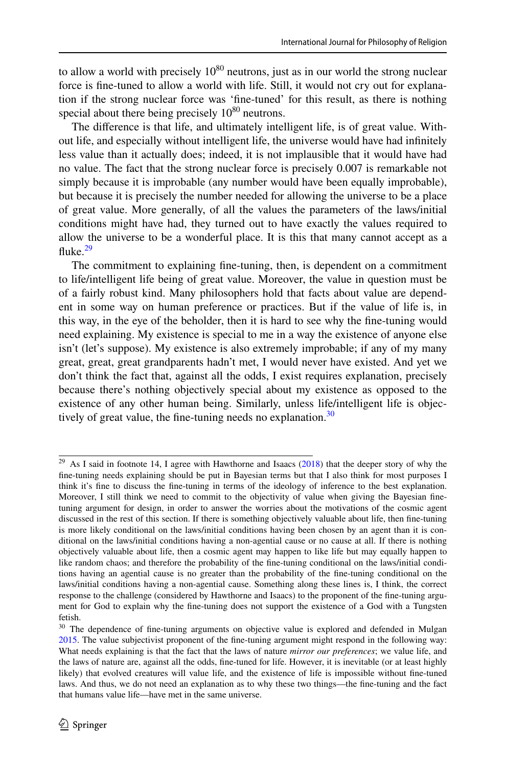to allow a world with precisely $10^{80}$ neutrons, just as in our world the strong nuclear force is fine-tuned to allow a world with life. Still, it would not cry out for explanation if the strong nuclear force was 'fine-tuned' for this result, as there is nothing special about there being precisely $10^{80}$ neutrons.

The difference is that life, and ultimately intelligent life, is of great value. Without life, and especially without intelligent life, the universe would have had infinitely less value than it actually does; indeed, it is not implausible that it would have had no value. The fact that the strong nuclear force is precisely 0.007 is remarkable not simply because it is improbable (any number would have been equally improbable), but because it is precisely the number needed for allowing the universe to be a place of great value. More generally, of all the values the parameters of the laws/initial conditions might have had, they turned out to have exactly the values required to allow the universe to be a wonderful place. It is this that many cannot accept as a fluke.[29]

The commitment to explaining fine-tuning, then, is dependent on a commitment to life/intelligent life being of great value. Moreover, the value in question must be of a fairly robust kind. Many philosophers hold that facts about value are dependent in some way on human preference or practices. But if the value of life is, in this way, in the eye of the beholder, then it is hard to see why the fine-tuning would need explaining. My existence is special to me in a way the existence of anyone else isn't (let's suppose). My existence is also extremely improbable; if any of my many great, great, great grandparents hadn't met, I would never have existed. And yet we don't think the fact that, against all the odds, I exist requires explanation, precisely because there's nothing objectively special about my existence as opposed to the existence of any other human being. Similarly, unless life/intelligent life is objectively of great value, the fine-tuning needs no explanation.[30]

---

[29] As I said in footnote 14, I agree with Hawthorne and Isaacs (2018) that the deeper story of why the fine-tuning needs explaining should be put in Bayesian terms but that I also think for most purposes I think it's fine to discuss the fine-tuning in terms of the ideology of inference to the best explanation. Moreover, I still think we need to commit to the objectivity of value when giving the Bayesian fine-tuning argument for design, in order to answer the worries about the motivations of the cosmic agent discussed in the rest of this section. If there is something objectively valuable about life, then fine-tuning is more likely conditional on the laws/initial conditions having been chosen by an agent than it is conditional on the laws/initial conditions having a non-agential cause or no cause at all. If there is nothing objectively valuable about life, then a cosmic agent may happen to like life but may equally happen to like random chaos; and therefore the probability of the fine-tuning conditional on the laws/initial conditions having an agential cause is no greater than the probability of the fine-tuning conditional on the laws/initial conditions having a non-agential cause. Something along these lines is, I think, the correct response to the challenge (considered by Hawthorne and Isaacs) to the proponent of the fine-tuning argument for God to explain why the fine-tuning does not support the existence of a God with a Tungsten fetish.

[30] The dependence of fine-tuning arguments on objective value is explored and defended in Mulgan 2015. The value subjectivist proponent of the fine-tuning argument might respond in the following way: What needs explaining is that the fact that the laws of nature *mirror our preferences*; we value life, and the laws of nature are, against all the odds, fine-tuned for life. However, it is inevitable (or at least highly likely) that evolved creatures will value life, and the existence of life is impossible without fine-tuned laws. And thus, we do not need an explanation as to why these two things—the fine-tuning and the fact that humans value life—have met in the same universe.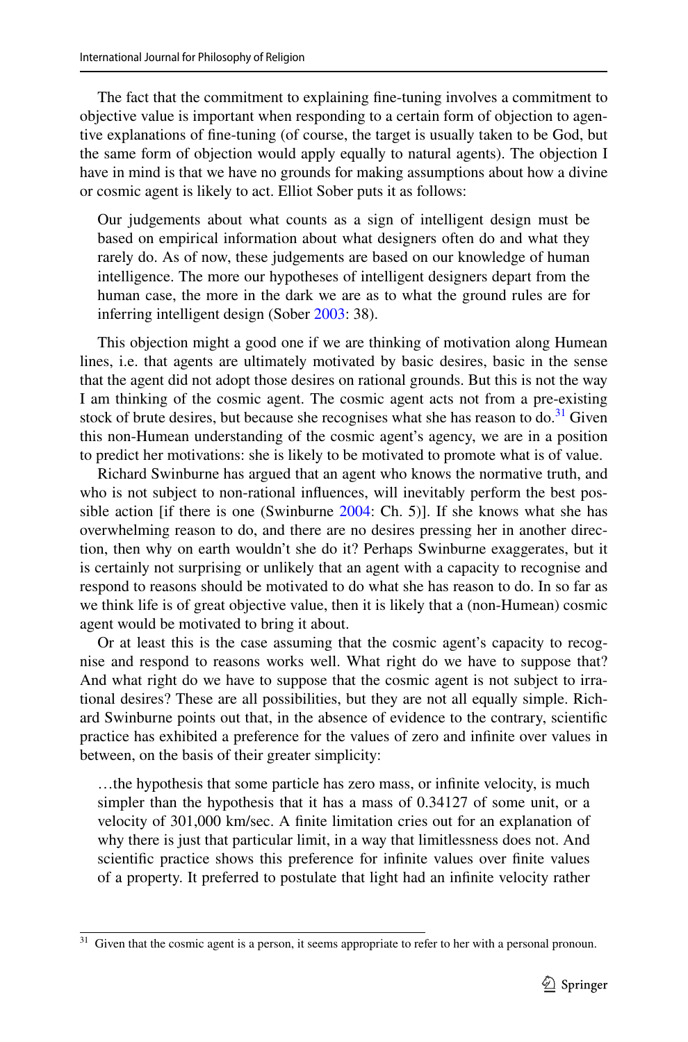The fact that the commitment to explaining fine-tuning involves a commitment to objective value is important when responding to a certain form of objection to agentive explanations of fine-tuning (of course, the target is usually taken to be God, but the same form of objection would apply equally to natural agents). The objection I have in mind is that we have no grounds for making assumptions about how a divine or cosmic agent is likely to act. Elliot Sober puts it as follows:

> Our judgements about what counts as a sign of intelligent design must be based on empirical information about what designers often do and what they rarely do. As of now, these judgements are based on our knowledge of human intelligence. The more our hypotheses of intelligent designers depart from the human case, the more in the dark we are as to what the ground rules are for inferring intelligent design (Sober 2003: 38).

This objection might a good one if we are thinking of motivation along Humean lines, i.e. that agents are ultimately motivated by basic desires, basic in the sense that the agent did not adopt those desires on rational grounds. But this is not the way I am thinking of the cosmic agent. The cosmic agent acts not from a pre-existing stock of brute desires, but because she recognises what she has reason to do.[31] Given this non-Humean understanding of the cosmic agent's agency, we are in a position to predict her motivations: she is likely to be motivated to promote what is of value.

Richard Swinburne has argued that an agent who knows the normative truth, and who is not subject to non-rational influences, will inevitably perform the best possible action [if there is one (Swinburne 2004: Ch. 5)]. If she knows what she has overwhelming reason to do, and there are no desires pressing her in another direction, then why on earth wouldn't she do it? Perhaps Swinburne exaggerates, but it is certainly not surprising or unlikely that an agent with a capacity to recognise and respond to reasons should be motivated to do what she has reason to do. In so far as we think life is of great objective value, then it is likely that a (non-Humean) cosmic agent would be motivated to bring it about.

Or at least this is the case assuming that the cosmic agent's capacity to recognise and respond to reasons works well. What right do we have to suppose that? And what right do we have to suppose that the cosmic agent is not subject to irrational desires? These are all possibilities, but they are not all equally simple. Richard Swinburne points out that, in the absence of evidence to the contrary, scientific practice has exhibited a preference for the values of zero and infinite over values in between, on the basis of their greater simplicity:

> …the hypothesis that some particle has zero mass, or infinite velocity, is much simpler than the hypothesis that it has a mass of 0.34127 of some unit, or a velocity of 301,000 km/sec. A finite limitation cries out for an explanation of why there is just that particular limit, in a way that limitlessness does not. And scientific practice shows this preference for infinite values over finite values of a property. It preferred to postulate that light had an infinite velocity rather

---

[31] Given that the cosmic agent is a person, it seems appropriate to refer to her with a personal pronoun.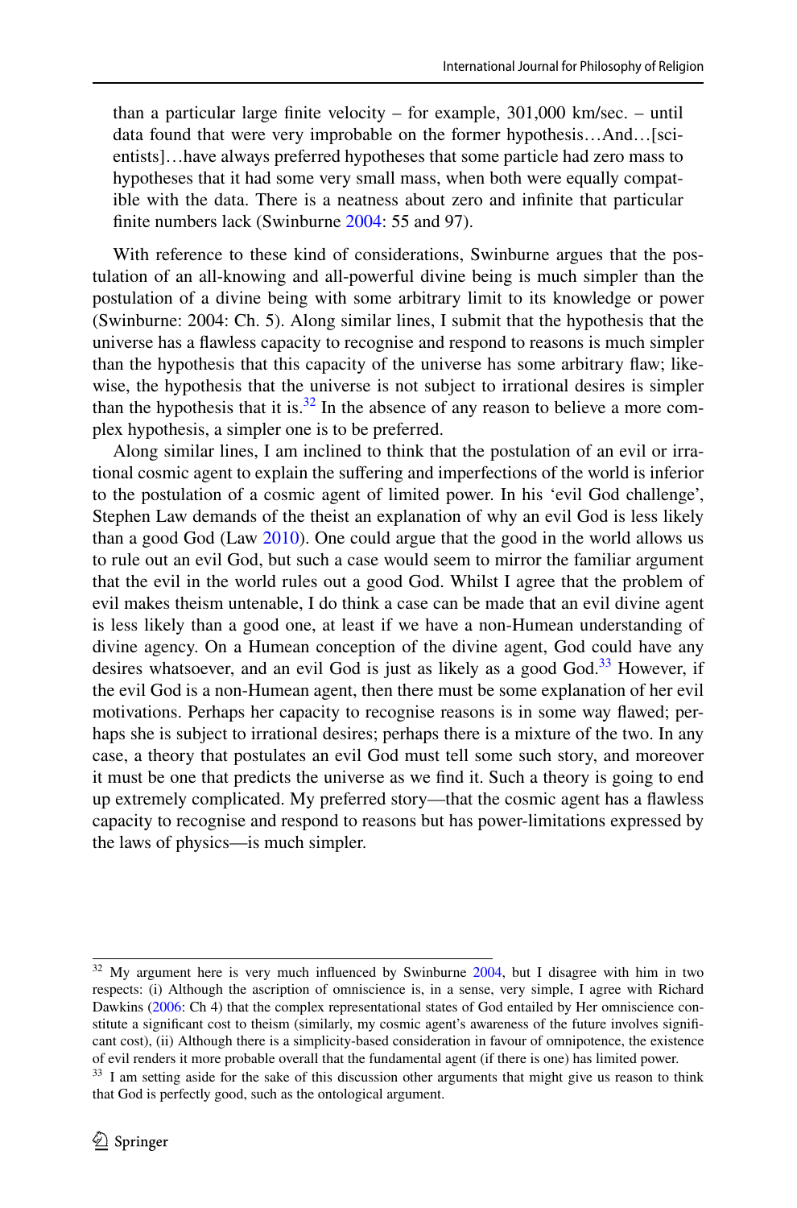> than a particular large finite velocity – for example, 301,000 km/sec. – until data found that were very improbable on the former hypothesis…And…[scientists]…have always preferred hypotheses that some particle had zero mass to hypotheses that it had some very small mass, when both were equally compatible with the data. There is a neatness about zero and infinite that particular finite numbers lack (Swinburne 2004: 55 and 97).

With reference to these kind of considerations, Swinburne argues that the postulation of an all-knowing and all-powerful divine being is much simpler than the postulation of a divine being with some arbitrary limit to its knowledge or power (Swinburne: 2004: Ch. 5). Along similar lines, I submit that the hypothesis that the universe has a flawless capacity to recognise and respond to reasons is much simpler than the hypothesis that this capacity of the universe has some arbitrary flaw; likewise, the hypothesis that the universe is not subject to irrational desires is simpler than the hypothesis that it is.[32] In the absence of any reason to believe a more complex hypothesis, a simpler one is to be preferred.

Along similar lines, I am inclined to think that the postulation of an evil or irrational cosmic agent to explain the suffering and imperfections of the world is inferior to the postulation of a cosmic agent of limited power. In his 'evil God challenge', Stephen Law demands of the theist an explanation of why an evil God is less likely than a good God (Law 2010). One could argue that the good in the world allows us to rule out an evil God, but such a case would seem to mirror the familiar argument that the evil in the world rules out a good God. Whilst I agree that the problem of evil makes theism untenable, I do think a case can be made that an evil divine agent is less likely than a good one, at least if we have a non-Humean understanding of divine agency. On a Humean conception of the divine agent, God could have any desires whatsoever, and an evil God is just as likely as a good God.[33] However, if the evil God is a non-Humean agent, then there must be some explanation of her evil motivations. Perhaps her capacity to recognise reasons is in some way flawed; perhaps she is subject to irrational desires; perhaps there is a mixture of the two. In any case, a theory that postulates an evil God must tell some such story, and moreover it must be one that predicts the universe as we find it. Such a theory is going to end up extremely complicated. My preferred story—that the cosmic agent has a flawless capacity to recognise and respond to reasons but has power-limitations expressed by the laws of physics—is much simpler.

---

[32] My argument here is very much influenced by Swinburne 2004, but I disagree with him in two respects: (i) Although the ascription of omniscience is, in a sense, very simple, I agree with Richard Dawkins (2006: Ch 4) that the complex representational states of God entailed by Her omniscience constitute a significant cost to theism (similarly, my cosmic agent's awareness of the future involves significant cost), (ii) Although there is a simplicity-based consideration in favour of omnipotence, the existence of evil renders it more probable overall that the fundamental agent (if there is one) has limited power.

[33] I am setting aside for the sake of this discussion other arguments that might give us reason to think that God is perfectly good, such as the ontological argument.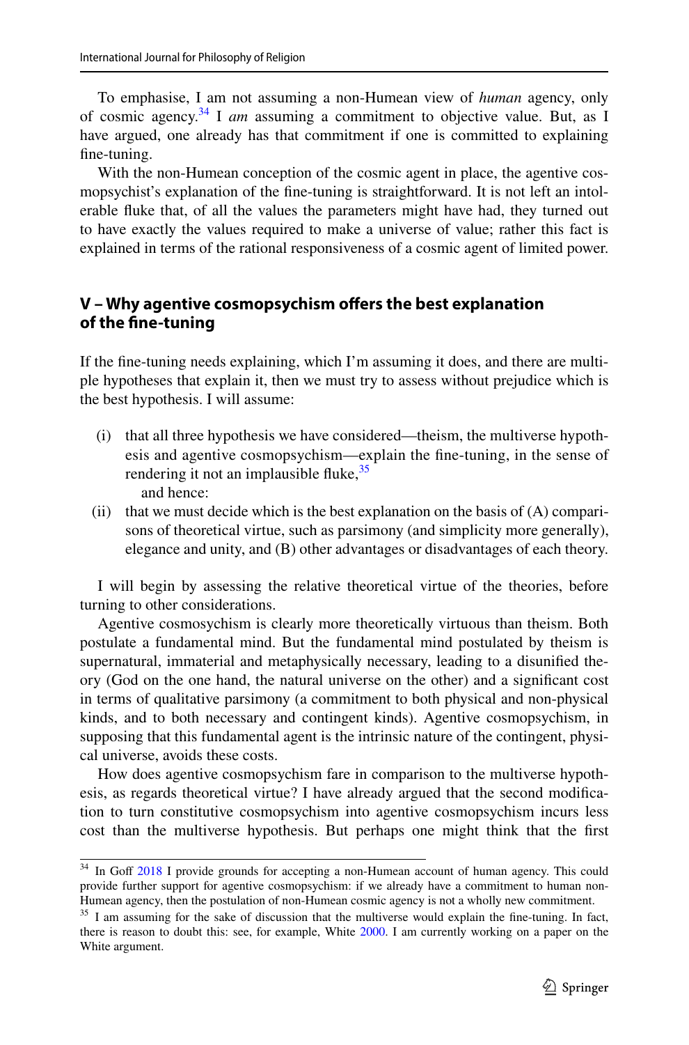To emphasise, I am not assuming a non-Humean view of *human* agency, only of cosmic agency.[34] I *am* assuming a commitment to objective value. But, as I have argued, one already has that commitment if one is committed to explaining fine-tuning.

With the non-Humean conception of the cosmic agent in place, the agentive cosmopsychist's explanation of the fine-tuning is straightforward. It is not left an intolerable fluke that, of all the values the parameters might have had, they turned out to have exactly the values required to make a universe of value; rather this fact is explained in terms of the rational responsiveness of a cosmic agent of limited power.

## V – Why agentive cosmopsychism offers the best explanation of the fine-tuning

If the fine-tuning needs explaining, which I'm assuming it does, and there are multiple hypotheses that explain it, then we must try to assess without prejudice which is the best hypothesis. I will assume:

(i) that all three hypothesis we have considered—theism, the multiverse hypothesis and agentive cosmopsychism—explain the fine-tuning, in the sense of rendering it not an implausible fluke,[35]
   and hence:

(ii) that we must decide which is the best explanation on the basis of (A) comparisons of theoretical virtue, such as parsimony (and simplicity more generally), elegance and unity, and (B) other advantages or disadvantages of each theory.

I will begin by assessing the relative theoretical virtue of the theories, before turning to other considerations.

Agentive cosmosychism is clearly more theoretically virtuous than theism. Both postulate a fundamental mind. But the fundamental mind postulated by theism is supernatural, immaterial and metaphysically necessary, leading to a disunified theory (God on the one hand, the natural universe on the other) and a significant cost in terms of qualitative parsimony (a commitment to both physical and non-physical kinds, and to both necessary and contingent kinds). Agentive cosmopsychism, in supposing that this fundamental agent is the intrinsic nature of the contingent, physical universe, avoids these costs.

How does agentive cosmopsychism fare in comparison to the multiverse hypothesis, as regards theoretical virtue? I have already argued that the second modification to turn constitutive cosmopsychism into agentive cosmopsychism incurs less cost than the multiverse hypothesis. But perhaps one might think that the first

---

[34] In Goff 2018 I provide grounds for accepting a non-Humean account of human agency. This could provide further support for agentive cosmopsychism: if we already have a commitment to human non-Humean agency, then the postulation of non-Humean cosmic agency is not a wholly new commitment.

[35] I am assuming for the sake of discussion that the multiverse would explain the fine-tuning. In fact, there is reason to doubt this: see, for example, White 2000. I am currently working on a paper on the White argument.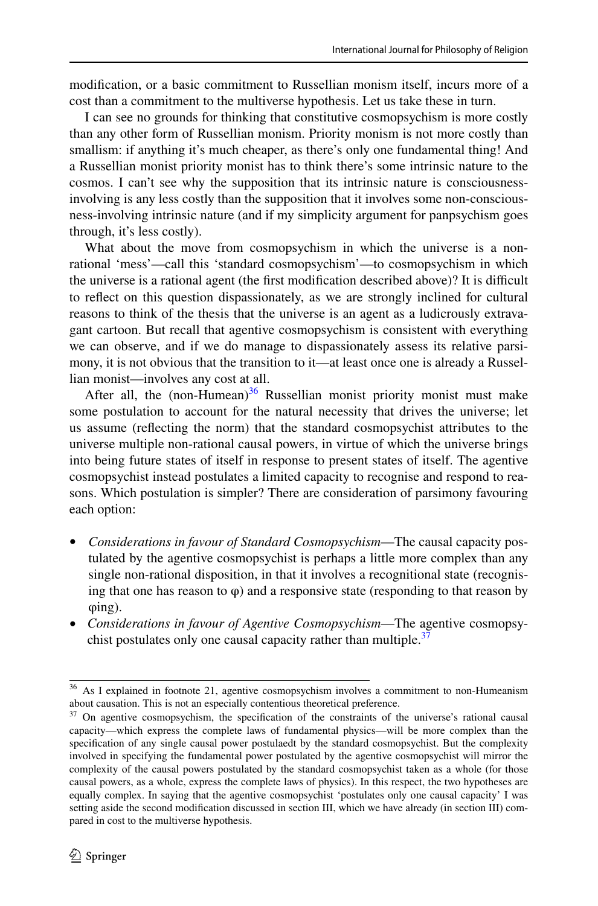modification, or a basic commitment to Russellian monism itself, incurs more of a cost than a commitment to the multiverse hypothesis. Let us take these in turn.

I can see no grounds for thinking that constitutive cosmopsychism is more costly than any other form of Russellian monism. Priority monism is not more costly than smallism: if anything it's much cheaper, as there's only one fundamental thing! And a Russellian monist priority monist has to think there's some intrinsic nature to the cosmos. I can't see why the supposition that its intrinsic nature is consciousness-involving is any less costly than the supposition that it involves some non-consciousness-involving intrinsic nature (and if my simplicity argument for panpsychism goes through, it's less costly).

What about the move from cosmopsychism in which the universe is a non-rational 'mess'—call this 'standard cosmopsychism'—to cosmopsychism in which the universe is a rational agent (the first modification described above)? It is difficult to reflect on this question dispassionately, as we are strongly inclined for cultural reasons to think of the thesis that the universe is an agent as a ludicrously extravagant cartoon. But recall that agentive cosmopsychism is consistent with everything we can observe, and if we do manage to dispassionately assess its relative parsimony, it is not obvious that the transition to it—at least once one is already a Russellian monist—involves any cost at all.

After all, the (non-Humean)[36] Russellian monist priority monist must make some postulation to account for the natural necessity that drives the universe; let us assume (reflecting the norm) that the standard cosmopsychist attributes to the universe multiple non-rational causal powers, in virtue of which the universe brings into being future states of itself in response to present states of itself. The agentive cosmopsychist instead postulates a limited capacity to recognise and respond to reasons. Which postulation is simpler? There are consideration of parsimony favouring each option:

- *Considerations in favour of Standard Cosmopsychism*—The causal capacity postulated by the agentive cosmopsychist is perhaps a little more complex than any single non-rational disposition, in that it involves a recognitional state (recognising that one has reason to φ) and a responsive state (responding to that reason by φing).
- *Considerations in favour of Agentive Cosmopsychism*—The agentive cosmopsychist postulates only one causal capacity rather than multiple.[37]

---

[36] As I explained in footnote 21, agentive cosmopsychism involves a commitment to non-Humeanism about causation. This is not an especially contentious theoretical preference.

[37] On agentive cosmopsychism, the specification of the constraints of the universe's rational causal capacity—which express the complete laws of fundamental physics—will be more complex than the specification of any single causal power postulaedt by the standard cosmopsychist. But the complexity involved in specifying the fundamental power postulated by the agentive cosmopsychist will mirror the complexity of the causal powers postulated by the standard cosmopsychist taken as a whole (for those causal powers, as a whole, express the complete laws of physics). In this respect, the two hypotheses are equally complex. In saying that the agentive cosmopsychist 'postulates only one causal capacity' I was setting aside the second modification discussed in section III, which we have already (in section III) compared in cost to the multiverse hypothesis.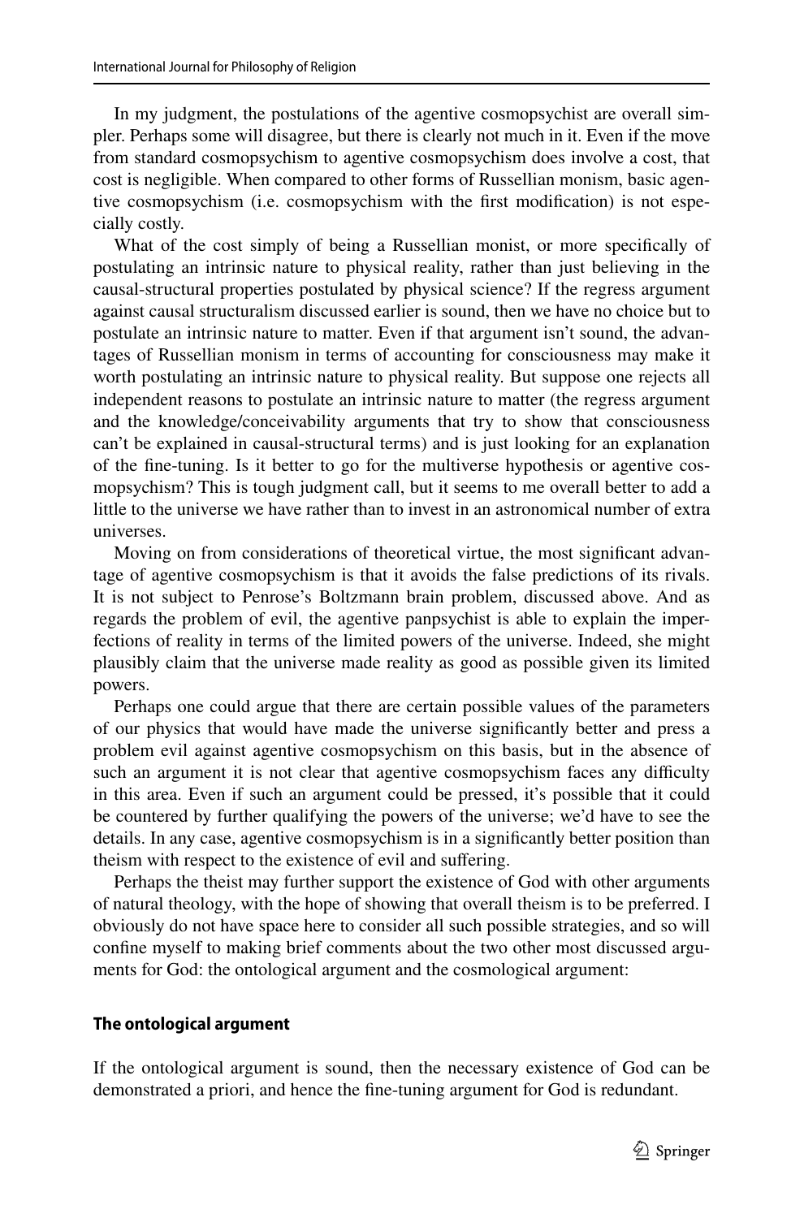In my judgment, the postulations of the agentive cosmopsychist are overall simpler. Perhaps some will disagree, but there is clearly not much in it. Even if the move from standard cosmopsychism to agentive cosmopsychism does involve a cost, that cost is negligible. When compared to other forms of Russellian monism, basic agentive cosmopsychism (i.e. cosmopsychism with the first modification) is not especially costly.

What of the cost simply of being a Russellian monist, or more specifically of postulating an intrinsic nature to physical reality, rather than just believing in the causal-structural properties postulated by physical science? If the regress argument against causal structuralism discussed earlier is sound, then we have no choice but to postulate an intrinsic nature to matter. Even if that argument isn't sound, the advantages of Russellian monism in terms of accounting for consciousness may make it worth postulating an intrinsic nature to physical reality. But suppose one rejects all independent reasons to postulate an intrinsic nature to matter (the regress argument and the knowledge/conceivability arguments that try to show that consciousness can't be explained in causal-structural terms) and is just looking for an explanation of the fine-tuning. Is it better to go for the multiverse hypothesis or agentive cosmopsychism? This is tough judgment call, but it seems to me overall better to add a little to the universe we have rather than to invest in an astronomical number of extra universes.

Moving on from considerations of theoretical virtue, the most significant advantage of agentive cosmopsychism is that it avoids the false predictions of its rivals. It is not subject to Penrose's Boltzmann brain problem, discussed above. And as regards the problem of evil, the agentive panpsychist is able to explain the imperfections of reality in terms of the limited powers of the universe. Indeed, she might plausibly claim that the universe made reality as good as possible given its limited powers.

Perhaps one could argue that there are certain possible values of the parameters of our physics that would have made the universe significantly better and press a problem evil against agentive cosmopsychism on this basis, but in the absence of such an argument it is not clear that agentive cosmopsychism faces any difficulty in this area. Even if such an argument could be pressed, it's possible that it could be countered by further qualifying the powers of the universe; we'd have to see the details. In any case, agentive cosmopsychism is in a significantly better position than theism with respect to the existence of evil and suffering.

Perhaps the theist may further support the existence of God with other arguments of natural theology, with the hope of showing that overall theism is to be preferred. I obviously do not have space here to consider all such possible strategies, and so will confine myself to making brief comments about the two other most discussed arguments for God: the ontological argument and the cosmological argument:

## The ontological argument

If the ontological argument is sound, then the necessary existence of God can be demonstrated a priori, and hence the fine-tuning argument for God is redundant.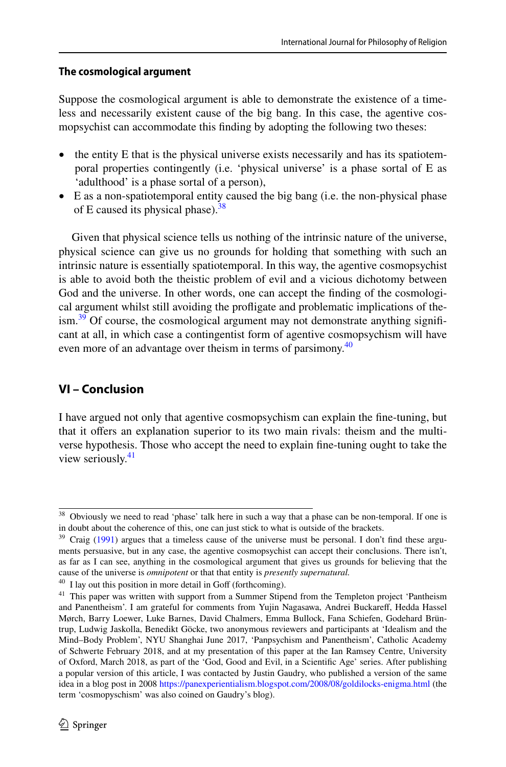### The cosmological argument

Suppose the cosmological argument is able to demonstrate the existence of a timeless and necessarily existent cause of the big bang. In this case, the agentive cosmopsychist can accommodate this finding by adopting the following two theses:

- the entity E that is the physical universe exists necessarily and has its spatiotemporal properties contingently (i.e. 'physical universe' is a phase sortal of E as 'adulthood' is a phase sortal of a person),
- E as a non-spatiotemporal entity caused the big bang (i.e. the non-physical phase of E caused its physical phase).[38]

Given that physical science tells us nothing of the intrinsic nature of the universe, physical science can give us no grounds for holding that something with such an intrinsic nature is essentially spatiotemporal. In this way, the agentive cosmopsychist is able to avoid both the theistic problem of evil and a vicious dichotomy between God and the universe. In other words, one can accept the finding of the cosmological argument whilst still avoiding the profligate and problematic implications of theism.[39] Of course, the cosmological argument may not demonstrate anything significant at all, in which case a contingentist form of agentive cosmopsychism will have even more of an advantage over theism in terms of parsimony.[40]

## VI – Conclusion

I have argued not only that agentive cosmopsychism can explain the fine-tuning, but that it offers an explanation superior to its two main rivals: theism and the multiverse hypothesis. Those who accept the need to explain fine-tuning ought to take the view seriously.[41]

---

[38] Obviously we need to read 'phase' talk here in such a way that a phase can be non-temporal. If one is in doubt about the coherence of this, one can just stick to what is outside of the brackets.

[39] Craig (1991) argues that a timeless cause of the universe must be personal. I don't find these arguments persuasive, but in any case, the agentive cosmopsychist can accept their conclusions. There isn't, as far as I can see, anything in the cosmological argument that gives us grounds for believing that the cause of the universe is *omnipotent* or that that entity is *presently supernatural.*

[40] I lay out this position in more detail in Goff (forthcoming).

[41] This paper was written with support from a Summer Stipend from the Templeton project 'Pantheism and Panentheism'. I am grateful for comments from Yujin Nagasawa, Andrei Buckareff, Hedda Hassel Mørch, Barry Loewer, Luke Barnes, David Chalmers, Emma Bullock, Fana Schiefen, Godehard Brüntrup, Ludwig Jaskolla, Benedikt Göcke, two anonymous reviewers and participants at 'Idealism and the Mind–Body Problem', NYU Shanghai June 2017, 'Panpsychism and Panentheism', Catholic Academy of Schwerte February 2018, and at my presentation of this paper at the Ian Ramsey Centre, University of Oxford, March 2018, as part of the 'God, Good and Evil, in a Scientific Age' series. After publishing a popular version of this article, I was contacted by Justin Gaudry, who published a version of the same idea in a blog post in 2008 https://panexperientialism.blogspot.com/2008/08/goldilocks-enigma.html (the term 'cosmopyschism' was also coined on Gaudry's blog).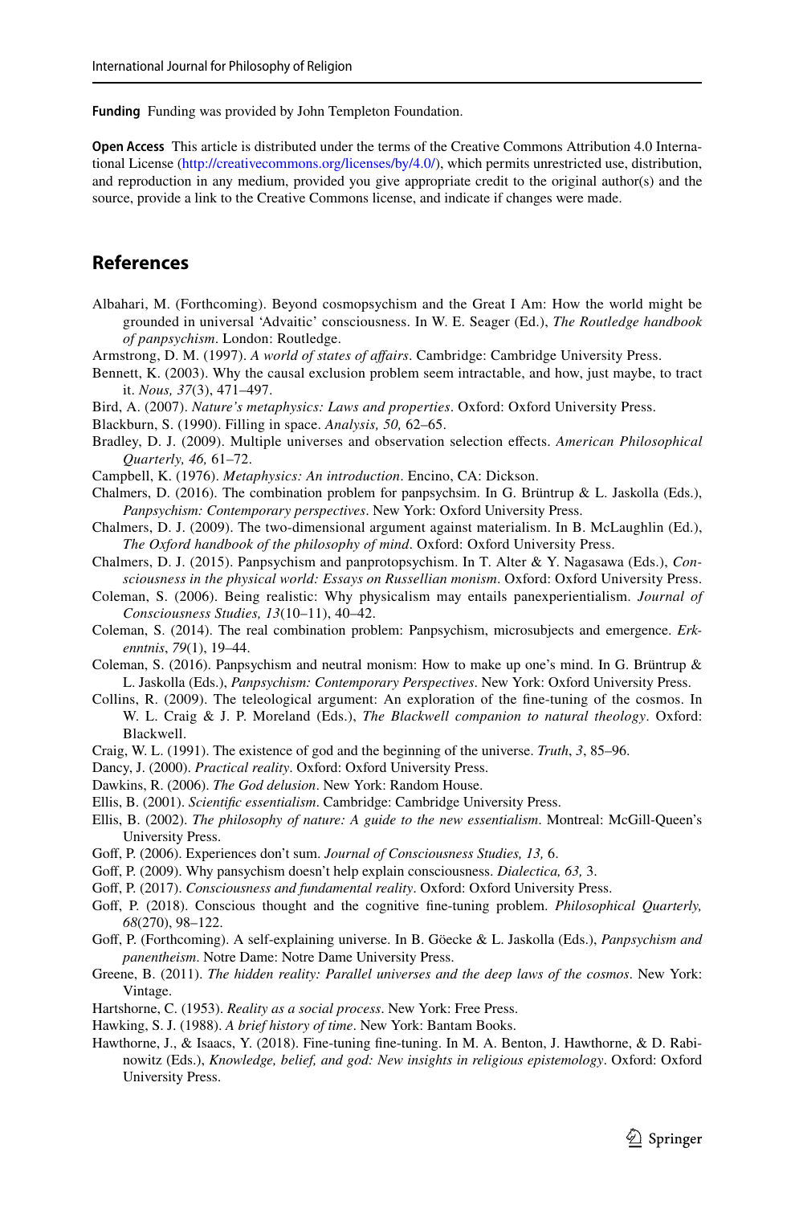**Funding** Funding was provided by John Templeton Foundation.

**Open Access** This article is distributed under the terms of the Creative Commons Attribution 4.0 International License (http://creativecommons.org/licenses/by/4.0/), which permits unrestricted use, distribution, and reproduction in any medium, provided you give appropriate credit to the original author(s) and the source, provide a link to the Creative Commons license, and indicate if changes were made.

## References

Albahari, M. (Forthcoming). Beyond cosmopsychism and the Great I Am: How the world might be grounded in universal 'Advaitic' consciousness. In W. E. Seager (Ed.), *The Routledge handbook of panpsychism*. London: Routledge.

Armstrong, D. M. (1997). *A world of states of affairs*. Cambridge: Cambridge University Press.

Bennett, K. (2003). Why the causal exclusion problem seem intractable, and how, just maybe, to tract it. *Nous, 37*(3), 471–497.

Bird, A. (2007). *Nature's metaphysics: Laws and properties*. Oxford: Oxford University Press.

Blackburn, S. (1990). Filling in space. *Analysis, 50,* 62–65.

Bradley, D. J. (2009). Multiple universes and observation selection effects. *American Philosophical Quarterly, 46,* 61–72.

Campbell, K. (1976). *Metaphysics: An introduction*. Encino, CA: Dickson.

Chalmers, D. (2016). The combination problem for panpsychsim. In G. Brüntrup & L. Jaskolla (Eds.), *Panpsychism: Contemporary perspectives*. New York: Oxford University Press.

Chalmers, D. J. (2009). The two-dimensional argument against materialism. In B. McLaughlin (Ed.), *The Oxford handbook of the philosophy of mind*. Oxford: Oxford University Press.

Chalmers, D. J. (2015). Panpsychism and panprotopsychism. In T. Alter & Y. Nagasawa (Eds.), *Consciousness in the physical world: Essays on Russellian monism*. Oxford: Oxford University Press.

Coleman, S. (2006). Being realistic: Why physicalism may entails panexperientialism. *Journal of Consciousness Studies, 13*(10–11), 40–42.

Coleman, S. (2014). The real combination problem: Panpsychism, microsubjects and emergence. *Erkenntnis*, *79*(1), 19–44.

Coleman, S. (2016). Panpsychism and neutral monism: How to make up one's mind. In G. Brüntrup & L. Jaskolla (Eds.), *Panpsychism: Contemporary Perspectives*. New York: Oxford University Press.

Collins, R. (2009). The teleological argument: An exploration of the fine-tuning of the cosmos. In W. L. Craig & J. P. Moreland (Eds.), *The Blackwell companion to natural theology*. Oxford: Blackwell.

Craig, W. L. (1991). The existence of god and the beginning of the universe. *Truth*, *3*, 85–96.

Dancy, J. (2000). *Practical reality*. Oxford: Oxford University Press.

Dawkins, R. (2006). *The God delusion*. New York: Random House.

Ellis, B. (2001). *Scientific essentialism*. Cambridge: Cambridge University Press.

Ellis, B. (2002). *The philosophy of nature: A guide to the new essentialism*. Montreal: McGill-Queen's University Press.

Goff, P. (2006). Experiences don't sum. *Journal of Consciousness Studies, 13,* 6.

Goff, P. (2009). Why pansychism doesn't help explain consciousness. *Dialectica, 63,* 3.

Goff, P. (2017). *Consciousness and fundamental reality*. Oxford: Oxford University Press.

Goff, P. (2018). Conscious thought and the cognitive fine-tuning problem. *Philosophical Quarterly, 68*(270), 98–122.

Goff, P. (Forthcoming). A self-explaining universe. In B. Göecke & L. Jaskolla (Eds.), *Panpsychism and panentheism*. Notre Dame: Notre Dame University Press.

Greene, B. (2011). *The hidden reality: Parallel universes and the deep laws of the cosmos*. New York: Vintage.

Hartshorne, C. (1953). *Reality as a social process*. New York: Free Press.

Hawking, S. J. (1988). *A brief history of time*. New York: Bantam Books.

Hawthorne, J., & Isaacs, Y. (2018). Fine-tuning fine-tuning. In M. A. Benton, J. Hawthorne, & D. Rabinowitz (Eds.), *Knowledge, belief, and god: New insights in religious epistemology*. Oxford: Oxford University Press.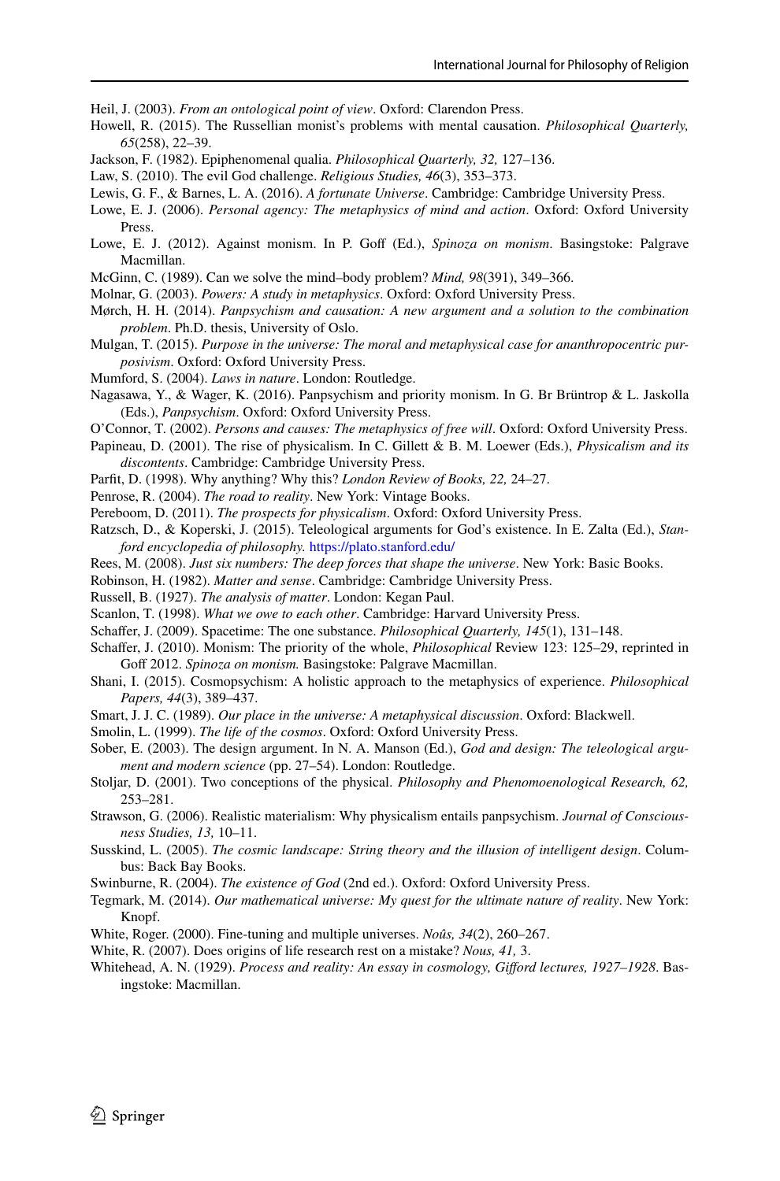Heil, J. (2003). *From an ontological point of view*. Oxford: Clarendon Press.

Howell, R. (2015). The Russellian monist's problems with mental causation. *Philosophical Quarterly, 65*(258), 22–39.

Jackson, F. (1982). Epiphenomenal qualia. *Philosophical Quarterly, 32,* 127–136.

Law, S. (2010). The evil God challenge. *Religious Studies, 46*(3), 353–373.

Lewis, G. F., & Barnes, L. A. (2016). *A fortunate Universe*. Cambridge: Cambridge University Press.

Lowe, E. J. (2006). *Personal agency: The metaphysics of mind and action*. Oxford: Oxford University Press.

Lowe, E. J. (2012). Against monism. In P. Goff (Ed.), *Spinoza on monism*. Basingstoke: Palgrave Macmillan.

McGinn, C. (1989). Can we solve the mind–body problem? *Mind, 98*(391), 349–366.

Molnar, G. (2003). *Powers: A study in metaphysics*. Oxford: Oxford University Press.

Mørch, H. H. (2014). *Panpsychism and causation: A new argument and a solution to the combination problem*. Ph.D. thesis, University of Oslo.

Mulgan, T. (2015). *Purpose in the universe: The moral and metaphysical case for ananthropocentric purposivism*. Oxford: Oxford University Press.

Mumford, S. (2004). *Laws in nature*. London: Routledge.

Nagasawa, Y., & Wager, K. (2016). Panpsychism and priority monism. In G. Br Brüntrop & L. Jaskolla (Eds.), *Panpsychism*. Oxford: Oxford University Press.

O'Connor, T. (2002). *Persons and causes: The metaphysics of free will*. Oxford: Oxford University Press.

Papineau, D. (2001). The rise of physicalism. In C. Gillett & B. M. Loewer (Eds.), *Physicalism and its discontents*. Cambridge: Cambridge University Press.

Parfit, D. (1998). Why anything? Why this? *London Review of Books, 22,* 24–27.

Penrose, R. (2004). *The road to reality*. New York: Vintage Books.

Pereboom, D. (2011). *The prospects for physicalism*. Oxford: Oxford University Press.

Ratzsch, D., & Koperski, J. (2015). Teleological arguments for God's existence. In E. Zalta (Ed.), *Stanford encyclopedia of philosophy.* https://plato.stanford.edu/

Rees, M. (2008). *Just six numbers: The deep forces that shape the universe*. New York: Basic Books.

Robinson, H. (1982). *Matter and sense*. Cambridge: Cambridge University Press.

Russell, B. (1927). *The analysis of matter*. London: Kegan Paul.

Scanlon, T. (1998). *What we owe to each other*. Cambridge: Harvard University Press.

Schaffer, J. (2009). Spacetime: The one substance. *Philosophical Quarterly, 145*(1), 131–148.

Schaffer, J. (2010). Monism: The priority of the whole, *Philosophical* Review 123: 125–29, reprinted in Goff 2012. *Spinoza on monism.* Basingstoke: Palgrave Macmillan.

Shani, I. (2015). Cosmopsychism: A holistic approach to the metaphysics of experience. *Philosophical Papers, 44*(3), 389–437.

Smart, J. J. C. (1989). *Our place in the universe: A metaphysical discussion*. Oxford: Blackwell.

Smolin, L. (1999). *The life of the cosmos*. Oxford: Oxford University Press.

Sober, E. (2003). The design argument. In N. A. Manson (Ed.), *God and design: The teleological argument and modern science* (pp. 27–54). London: Routledge.

Stoljar, D. (2001). Two conceptions of the physical. *Philosophy and Phenomoenological Research, 62,* 253–281.

Strawson, G. (2006). Realistic materialism: Why physicalism entails panpsychism. *Journal of Consciousness Studies, 13,* 10–11.

Susskind, L. (2005). *The cosmic landscape: String theory and the illusion of intelligent design*. Columbus: Back Bay Books.

Swinburne, R. (2004). *The existence of God* (2nd ed.). Oxford: Oxford University Press.

Tegmark, M. (2014). *Our mathematical universe: My quest for the ultimate nature of reality*. New York: Knopf.

White, Roger. (2000). Fine-tuning and multiple universes. *Noûs, 34*(2), 260–267.

White, R. (2007). Does origins of life research rest on a mistake? *Nous, 41,* 3.

Whitehead, A. N. (1929). *Process and reality: An essay in cosmology, Gifford lectures, 1927–1928*. Basingstoke: Macmillan.